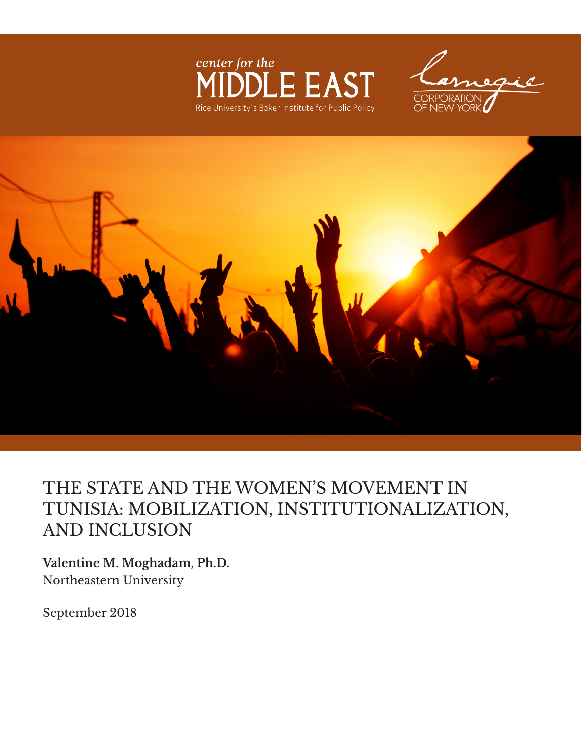center for the
MIDDLE EAST
Rice University's Baker Institute for Public Policy

Carnegie
CORPORATION
OF NEW YORK

# THE STATE AND THE WOMEN'S MOVEMENT IN TUNISIA: MOBILIZATION, INSTITUTIONALIZATION, AND INCLUSION

**Valentine M. Moghadam, Ph.D.**
Northeastern University

September 2018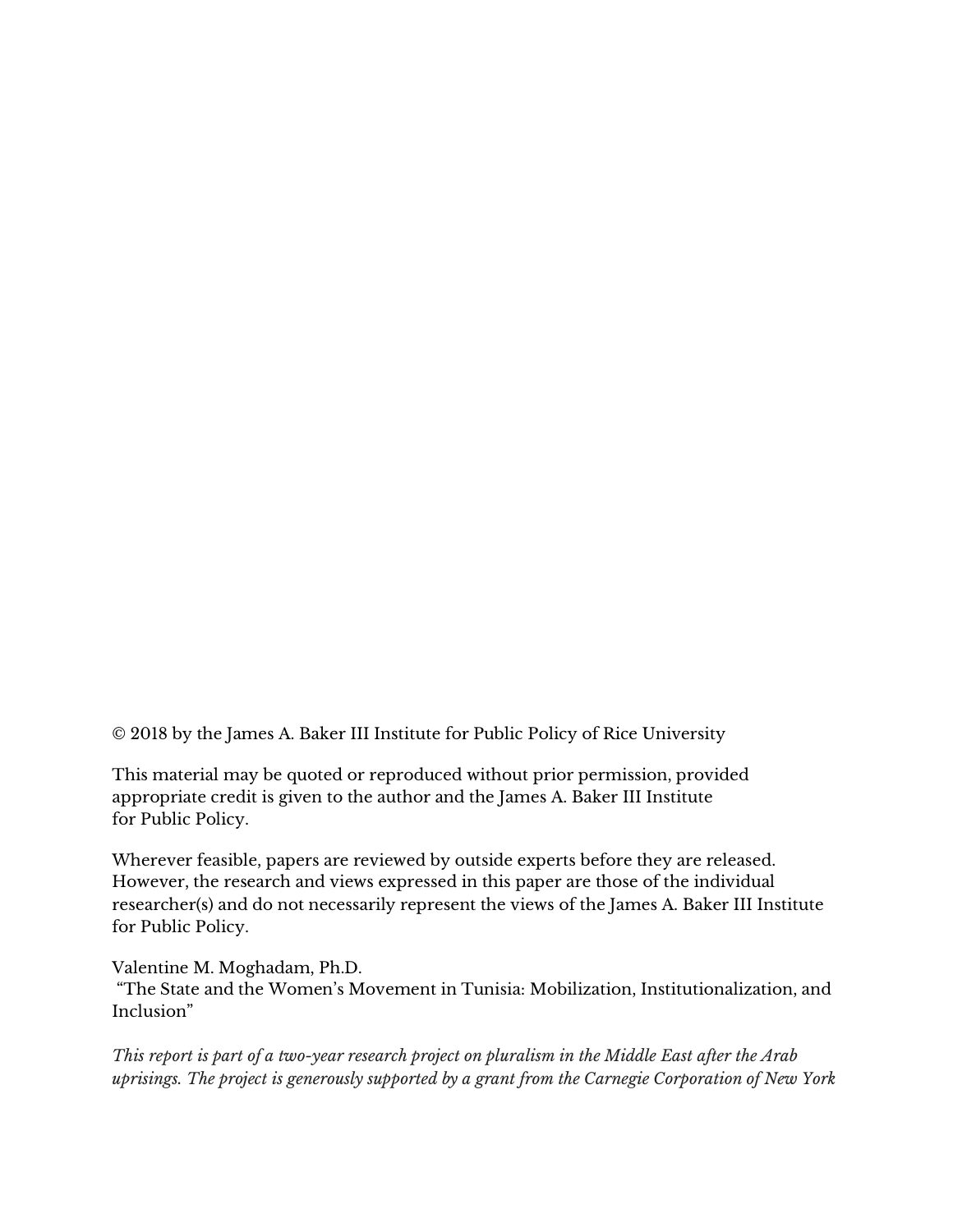© 2018 by the James A. Baker III Institute for Public Policy of Rice University

This material may be quoted or reproduced without prior permission, provided appropriate credit is given to the author and the James A. Baker III Institute for Public Policy.

Wherever feasible, papers are reviewed by outside experts before they are released. However, the research and views expressed in this paper are those of the individual researcher(s) and do not necessarily represent the views of the James A. Baker III Institute for Public Policy.

Valentine M. Moghadam, Ph.D.
"The State and the Women's Movement in Tunisia: Mobilization, Institutionalization, and Inclusion"

*This report is part of a two-year research project on pluralism in the Middle East after the Arab uprisings. The project is generously supported by a grant from the Carnegie Corporation of New York*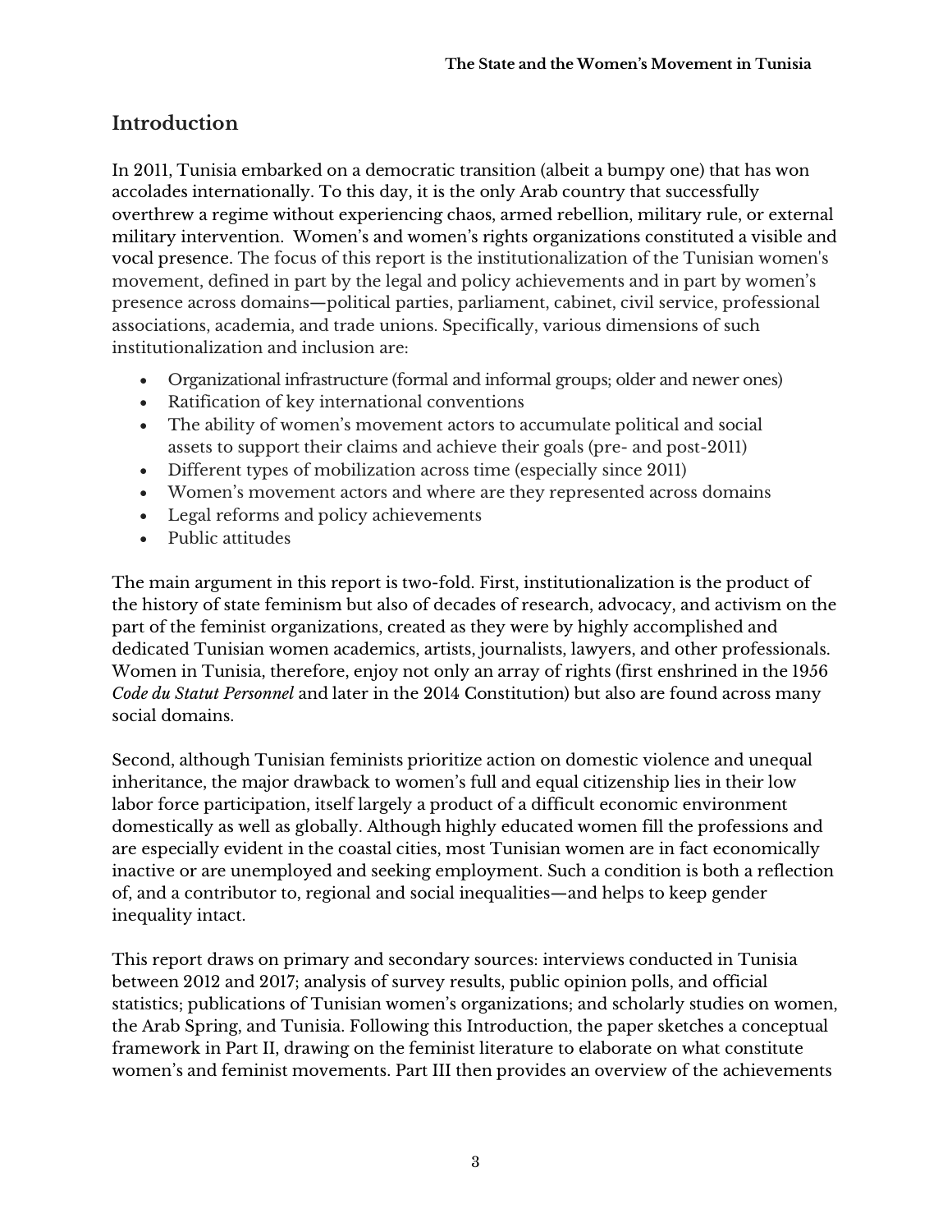## Introduction

In 2011, Tunisia embarked on a democratic transition (albeit a bumpy one) that has won accolades internationally. To this day, it is the only Arab country that successfully overthrew a regime without experiencing chaos, armed rebellion, military rule, or external military intervention. Women's and women's rights organizations constituted a visible and vocal presence. The focus of this report is the institutionalization of the Tunisian women's movement, defined in part by the legal and policy achievements and in part by women's presence across domains—political parties, parliament, cabinet, civil service, professional associations, academia, and trade unions. Specifically, various dimensions of such institutionalization and inclusion are:

- Organizational infrastructure (formal and informal groups; older and newer ones)
- Ratification of key international conventions
- The ability of women's movement actors to accumulate political and social assets to support their claims and achieve their goals (pre- and post-2011)
- Different types of mobilization across time (especially since 2011)
- Women's movement actors and where are they represented across domains
- Legal reforms and policy achievements
- Public attitudes

The main argument in this report is two-fold. First, institutionalization is the product of the history of state feminism but also of decades of research, advocacy, and activism on the part of the feminist organizations, created as they were by highly accomplished and dedicated Tunisian women academics, artists, journalists, lawyers, and other professionals. Women in Tunisia, therefore, enjoy not only an array of rights (first enshrined in the 1956 *Code du Statut Personnel* and later in the 2014 Constitution) but also are found across many social domains.

Second, although Tunisian feminists prioritize action on domestic violence and unequal inheritance, the major drawback to women's full and equal citizenship lies in their low labor force participation, itself largely a product of a difficult economic environment domestically as well as globally. Although highly educated women fill the professions and are especially evident in the coastal cities, most Tunisian women are in fact economically inactive or are unemployed and seeking employment. Such a condition is both a reflection of, and a contributor to, regional and social inequalities—and helps to keep gender inequality intact.

This report draws on primary and secondary sources: interviews conducted in Tunisia between 2012 and 2017; analysis of survey results, public opinion polls, and official statistics; publications of Tunisian women's organizations; and scholarly studies on women, the Arab Spring, and Tunisia. Following this Introduction, the paper sketches a conceptual framework in Part II, drawing on the feminist literature to elaborate on what constitute women's and feminist movements. Part III then provides an overview of the achievements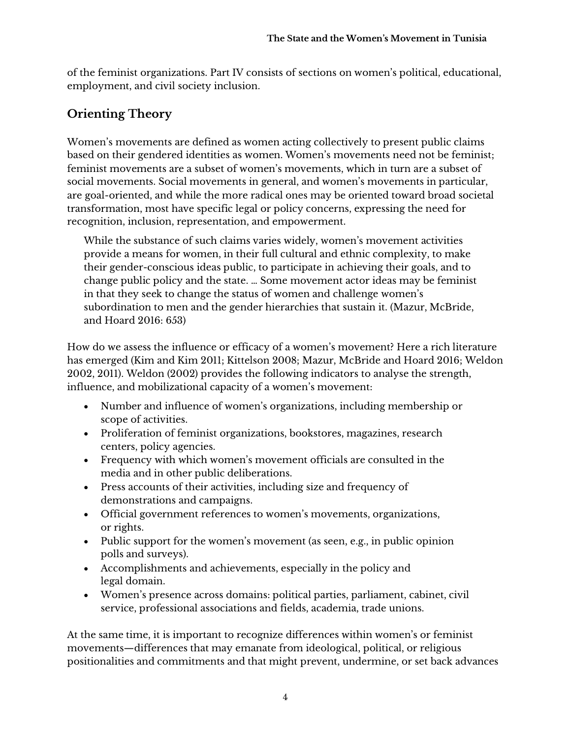of the feminist organizations. Part IV consists of sections on women's political, educational, employment, and civil society inclusion.

## Orienting Theory

Women's movements are defined as women acting collectively to present public claims based on their gendered identities as women. Women's movements need not be feminist; feminist movements are a subset of women's movements, which in turn are a subset of social movements. Social movements in general, and women's movements in particular, are goal-oriented, and while the more radical ones may be oriented toward broad societal transformation, most have specific legal or policy concerns, expressing the need for recognition, inclusion, representation, and empowerment.

> While the substance of such claims varies widely, women's movement activities provide a means for women, in their full cultural and ethnic complexity, to make their gender-conscious ideas public, to participate in achieving their goals, and to change public policy and the state. … Some movement actor ideas may be feminist in that they seek to change the status of women and challenge women's subordination to men and the gender hierarchies that sustain it. (Mazur, McBride, and Hoard 2016: 653)

How do we assess the influence or efficacy of a women's movement? Here a rich literature has emerged (Kim and Kim 2011; Kittelson 2008; Mazur, McBride and Hoard 2016; Weldon 2002, 2011). Weldon (2002) provides the following indicators to analyse the strength, influence, and mobilizational capacity of a women's movement:

- Number and influence of women's organizations, including membership or scope of activities.
- Proliferation of feminist organizations, bookstores, magazines, research centers, policy agencies.
- Frequency with which women's movement officials are consulted in the media and in other public deliberations.
- Press accounts of their activities, including size and frequency of demonstrations and campaigns.
- Official government references to women's movements, organizations, or rights.
- Public support for the women's movement (as seen, e.g., in public opinion polls and surveys).
- Accomplishments and achievements, especially in the policy and legal domain.
- Women's presence across domains: political parties, parliament, cabinet, civil service, professional associations and fields, academia, trade unions.

At the same time, it is important to recognize differences within women's or feminist movements—differences that may emanate from ideological, political, or religious positionalities and commitments and that might prevent, undermine, or set back advances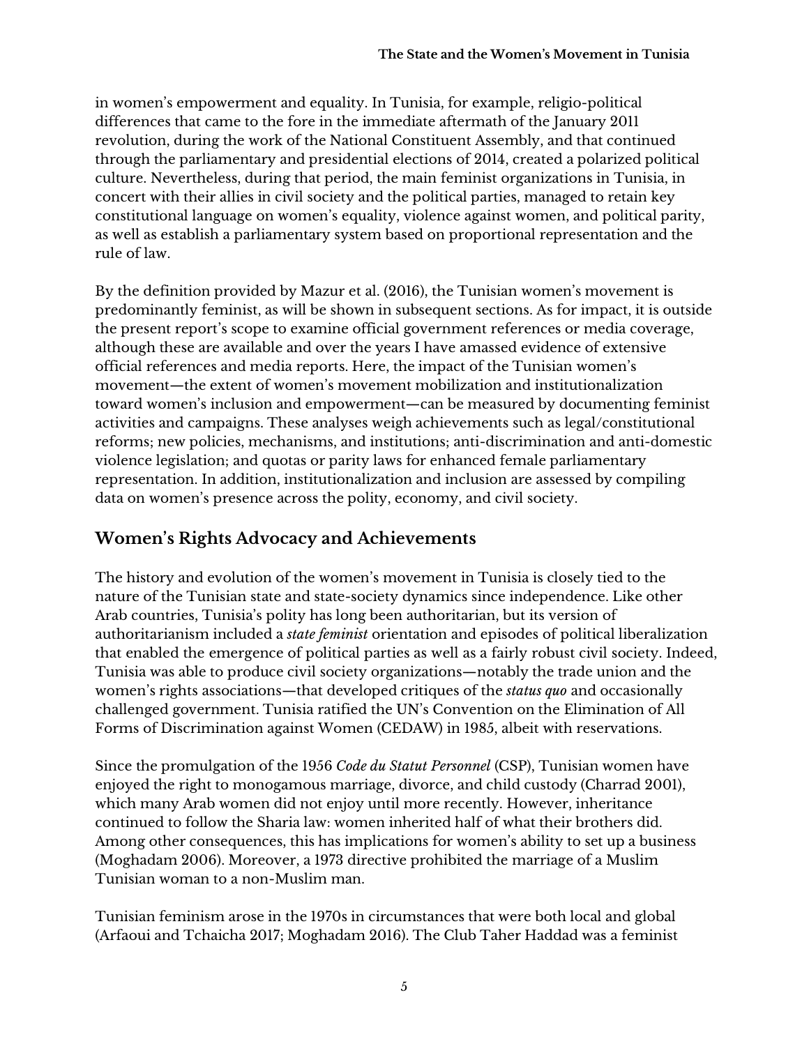in women's empowerment and equality. In Tunisia, for example, religio-political differences that came to the fore in the immediate aftermath of the January 2011 revolution, during the work of the National Constituent Assembly, and that continued through the parliamentary and presidential elections of 2014, created a polarized political culture. Nevertheless, during that period, the main feminist organizations in Tunisia, in concert with their allies in civil society and the political parties, managed to retain key constitutional language on women's equality, violence against women, and political parity, as well as establish a parliamentary system based on proportional representation and the rule of law.

By the definition provided by Mazur et al. (2016), the Tunisian women's movement is predominantly feminist, as will be shown in subsequent sections. As for impact, it is outside the present report's scope to examine official government references or media coverage, although these are available and over the years I have amassed evidence of extensive official references and media reports. Here, the impact of the Tunisian women's movement—the extent of women's movement mobilization and institutionalization toward women's inclusion and empowerment—can be measured by documenting feminist activities and campaigns. These analyses weigh achievements such as legal/constitutional reforms; new policies, mechanisms, and institutions; anti-discrimination and anti-domestic violence legislation; and quotas or parity laws for enhanced female parliamentary representation. In addition, institutionalization and inclusion are assessed by compiling data on women's presence across the polity, economy, and civil society.

## Women's Rights Advocacy and Achievements

The history and evolution of the women's movement in Tunisia is closely tied to the nature of the Tunisian state and state-society dynamics since independence. Like other Arab countries, Tunisia's polity has long been authoritarian, but its version of authoritarianism included a *state feminist* orientation and episodes of political liberalization that enabled the emergence of political parties as well as a fairly robust civil society. Indeed, Tunisia was able to produce civil society organizations—notably the trade union and the women's rights associations—that developed critiques of the *status quo* and occasionally challenged government. Tunisia ratified the UN's Convention on the Elimination of All Forms of Discrimination against Women (CEDAW) in 1985, albeit with reservations.

Since the promulgation of the 1956 *Code du Statut Personnel* (CSP), Tunisian women have enjoyed the right to monogamous marriage, divorce, and child custody (Charrad 2001), which many Arab women did not enjoy until more recently. However, inheritance continued to follow the Sharia law: women inherited half of what their brothers did. Among other consequences, this has implications for women's ability to set up a business (Moghadam 2006). Moreover, a 1973 directive prohibited the marriage of a Muslim Tunisian woman to a non-Muslim man.

Tunisian feminism arose in the 1970s in circumstances that were both local and global (Arfaoui and Tchaicha 2017; Moghadam 2016). The Club Taher Haddad was a feminist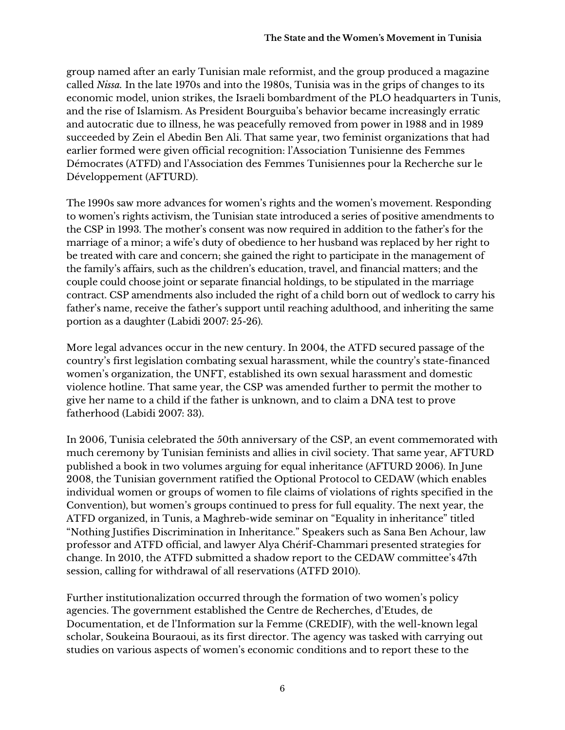group named after an early Tunisian male reformist, and the group produced a magazine called *Nissa.* In the late 1970s and into the 1980s, Tunisia was in the grips of changes to its economic model, union strikes, the Israeli bombardment of the PLO headquarters in Tunis, and the rise of Islamism. As President Bourguiba's behavior became increasingly erratic and autocratic due to illness, he was peacefully removed from power in 1988 and in 1989 succeeded by Zein el Abedin Ben Ali. That same year, two feminist organizations that had earlier formed were given official recognition: l'Association Tunisienne des Femmes Démocrates (ATFD) and l'Association des Femmes Tunisiennes pour la Recherche sur le Développement (AFTURD).

The 1990s saw more advances for women's rights and the women's movement. Responding to women's rights activism, the Tunisian state introduced a series of positive amendments to the CSP in 1993. The mother's consent was now required in addition to the father's for the marriage of a minor; a wife's duty of obedience to her husband was replaced by her right to be treated with care and concern; she gained the right to participate in the management of the family's affairs, such as the children's education, travel, and financial matters; and the couple could choose joint or separate financial holdings, to be stipulated in the marriage contract. CSP amendments also included the right of a child born out of wedlock to carry his father's name, receive the father's support until reaching adulthood, and inheriting the same portion as a daughter (Labidi 2007: 25-26).

More legal advances occur in the new century. In 2004, the ATFD secured passage of the country's first legislation combating sexual harassment, while the country's state-financed women's organization, the UNFT, established its own sexual harassment and domestic violence hotline. That same year, the CSP was amended further to permit the mother to give her name to a child if the father is unknown, and to claim a DNA test to prove fatherhood (Labidi 2007: 33).

In 2006, Tunisia celebrated the 50th anniversary of the CSP, an event commemorated with much ceremony by Tunisian feminists and allies in civil society. That same year, AFTURD published a book in two volumes arguing for equal inheritance (AFTURD 2006). In June 2008, the Tunisian government ratified the Optional Protocol to CEDAW (which enables individual women or groups of women to file claims of violations of rights specified in the Convention), but women's groups continued to press for full equality. The next year, the ATFD organized, in Tunis, a Maghreb-wide seminar on "Equality in inheritance" titled "Nothing Justifies Discrimination in Inheritance." Speakers such as Sana Ben Achour, law professor and ATFD official, and lawyer Alya Chérif-Chammari presented strategies for change. In 2010, the ATFD submitted a shadow report to the CEDAW committee's 47th session, calling for withdrawal of all reservations (ATFD 2010).

Further institutionalization occurred through the formation of two women's policy agencies. The government established the Centre de Recherches, d'Etudes, de Documentation, et de l'Information sur la Femme (CREDIF), with the well-known legal scholar, Soukeina Bouraoui, as its first director. The agency was tasked with carrying out studies on various aspects of women's economic conditions and to report these to the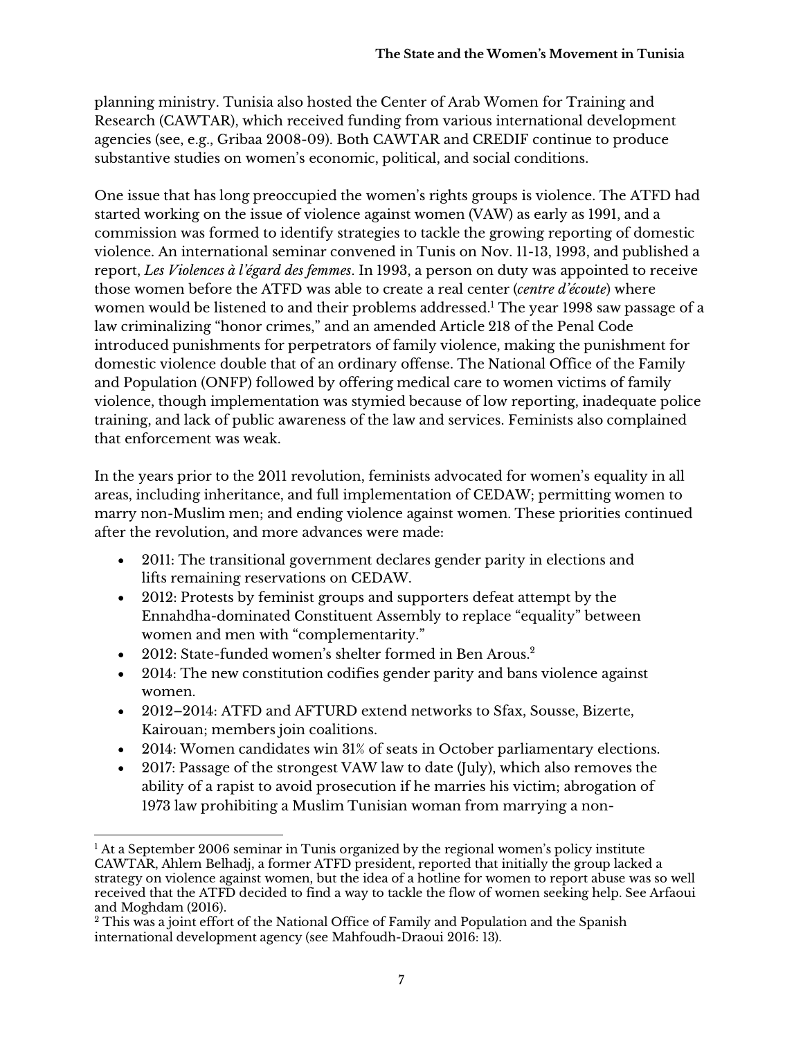planning ministry. Tunisia also hosted the Center of Arab Women for Training and Research (CAWTAR), which received funding from various international development agencies (see, e.g., Gribaa 2008-09). Both CAWTAR and CREDIF continue to produce substantive studies on women's economic, political, and social conditions.

One issue that has long preoccupied the women's rights groups is violence. The ATFD had started working on the issue of violence against women (VAW) as early as 1991, and a commission was formed to identify strategies to tackle the growing reporting of domestic violence. An international seminar convened in Tunis on Nov. 11-13, 1993, and published a report, *Les Violences à l'égard des femmes*. In 1993, a person on duty was appointed to receive those women before the ATFD was able to create a real center (*centre d'écoute*) where women would be listened to and their problems addressed.[1] The year 1998 saw passage of a law criminalizing "honor crimes," and an amended Article 218 of the Penal Code introduced punishments for perpetrators of family violence, making the punishment for domestic violence double that of an ordinary offense. The National Office of the Family and Population (ONFP) followed by offering medical care to women victims of family violence, though implementation was stymied because of low reporting, inadequate police training, and lack of public awareness of the law and services. Feminists also complained that enforcement was weak.

In the years prior to the 2011 revolution, feminists advocated for women's equality in all areas, including inheritance, and full implementation of CEDAW; permitting women to marry non-Muslim men; and ending violence against women. These priorities continued after the revolution, and more advances were made:

- 2011: The transitional government declares gender parity in elections and lifts remaining reservations on CEDAW.
- 2012: Protests by feminist groups and supporters defeat attempt by the Ennahdha-dominated Constituent Assembly to replace "equality" between women and men with "complementarity."
- 2012: State-funded women's shelter formed in Ben Arous.[2]
- 2014: The new constitution codifies gender parity and bans violence against women.
- 2012–2014: ATFD and AFTURD extend networks to Sfax, Sousse, Bizerte, Kairouan; members join coalitions.
- 2014: Women candidates win 31% of seats in October parliamentary elections.
- 2017: Passage of the strongest VAW law to date (July), which also removes the ability of a rapist to avoid prosecution if he marries his victim; abrogation of 1973 law prohibiting a Muslim Tunisian woman from marrying a non-

[1] At a September 2006 seminar in Tunis organized by the regional women's policy institute CAWTAR, Ahlem Belhadj, a former ATFD president, reported that initially the group lacked a strategy on violence against women, but the idea of a hotline for women to report abuse was so well received that the ATFD decided to find a way to tackle the flow of women seeking help. See Arfaoui and Moghdam (2016).

[2] This was a joint effort of the National Office of Family and Population and the Spanish international development agency (see Mahfoudh-Draoui 2016: 13).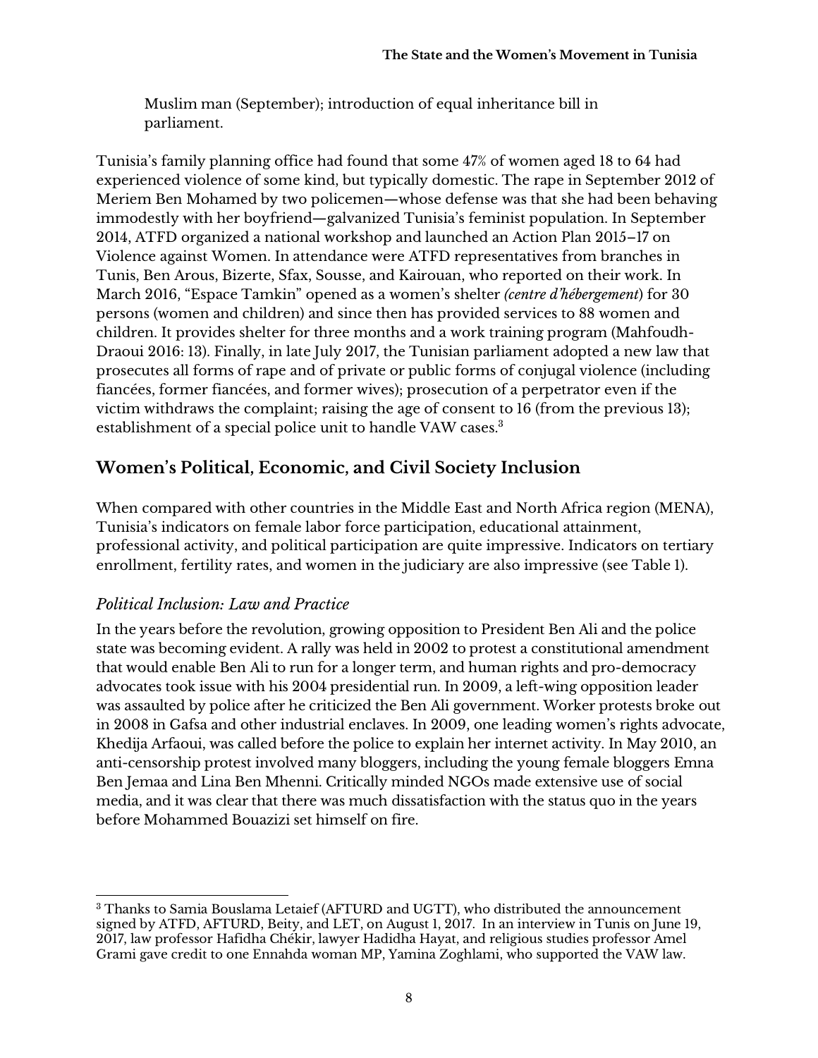Muslim man (September); introduction of equal inheritance bill in parliament.

Tunisia's family planning office had found that some 47% of women aged 18 to 64 had experienced violence of some kind, but typically domestic. The rape in September 2012 of Meriem Ben Mohamed by two policemen—whose defense was that she had been behaving immodestly with her boyfriend—galvanized Tunisia's feminist population. In September 2014, ATFD organized a national workshop and launched an Action Plan 2015–17 on Violence against Women. In attendance were ATFD representatives from branches in Tunis, Ben Arous, Bizerte, Sfax, Sousse, and Kairouan, who reported on their work. In March 2016, "Espace Tamkin" opened as a women's shelter *(centre d'hébergement*) for 30 persons (women and children) and since then has provided services to 88 women and children. It provides shelter for three months and a work training program (Mahfoudh-Draoui 2016: 13). Finally, in late July 2017, the Tunisian parliament adopted a new law that prosecutes all forms of rape and of private or public forms of conjugal violence (including fiancées, former fiancées, and former wives); prosecution of a perpetrator even if the victim withdraws the complaint; raising the age of consent to 16 (from the previous 13); establishment of a special police unit to handle VAW cases.[3]

## Women's Political, Economic, and Civil Society Inclusion

When compared with other countries in the Middle East and North Africa region (MENA), Tunisia's indicators on female labor force participation, educational attainment, professional activity, and political participation are quite impressive. Indicators on tertiary enrollment, fertility rates, and women in the judiciary are also impressive (see Table 1).

### *Political Inclusion: Law and Practice*

In the years before the revolution, growing opposition to President Ben Ali and the police state was becoming evident. A rally was held in 2002 to protest a constitutional amendment that would enable Ben Ali to run for a longer term, and human rights and pro-democracy advocates took issue with his 2004 presidential run. In 2009, a left-wing opposition leader was assaulted by police after he criticized the Ben Ali government. Worker protests broke out in 2008 in Gafsa and other industrial enclaves. In 2009, one leading women's rights advocate, Khedija Arfaoui, was called before the police to explain her internet activity. In May 2010, an anti-censorship protest involved many bloggers, including the young female bloggers Emna Ben Jemaa and Lina Ben Mhenni. Critically minded NGOs made extensive use of social media, and it was clear that there was much dissatisfaction with the status quo in the years before Mohammed Bouazizi set himself on fire.

---

[3] Thanks to Samia Bouslama Letaief (AFTURD and UGTT), who distributed the announcement signed by ATFD, AFTURD, Beity, and LET, on August 1, 2017. In an interview in Tunis on June 19, 2017, law professor Hafidha Chékir, lawyer Hadidha Hayat, and religious studies professor Amel Grami gave credit to one Ennahda woman MP, Yamina Zoghlami, who supported the VAW law.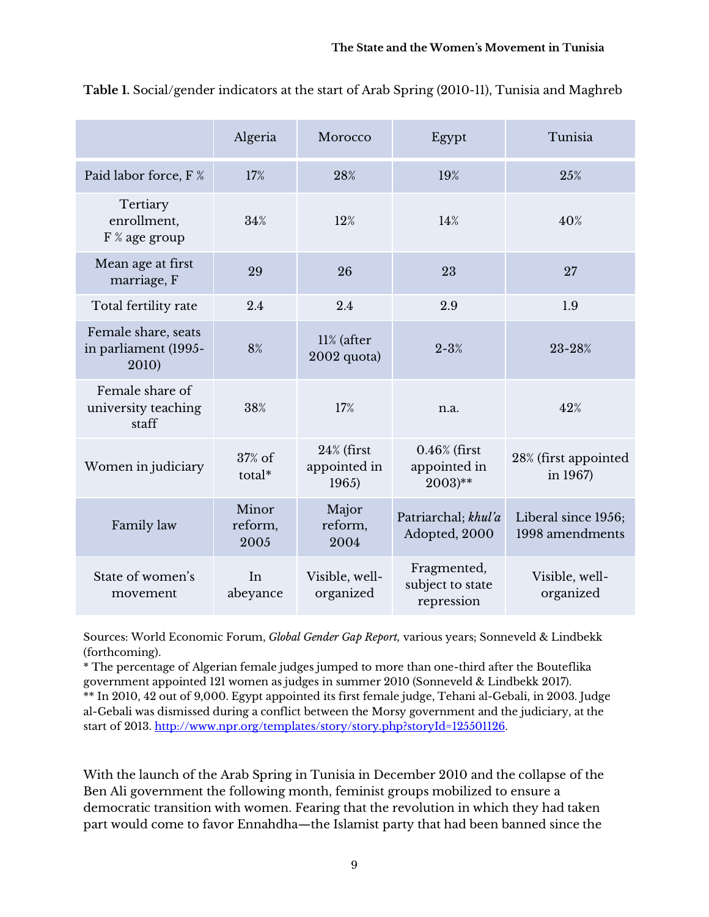**Table 1.** Social/gender indicators at the start of Arab Spring (2010-11), Tunisia and Maghreb

| | Algeria | Morocco | Egypt | Tunisia |
|---|---|---|---|---|
| Paid labor force, F % | 17% | 28% | 19% | 25% |
| Tertiary enrollment, F % age group | 34% | 12% | 14% | 40% |
| Mean age at first marriage, F | 29 | 26 | 23 | 27 |
| Total fertility rate | 2.4 | 2.4 | 2.9 | 1.9 |
| Female share, seats in parliament (1995-2010) | 8% | 11% (after 2002 quota) | 2-3% | 23-28% |
| Female share of university teaching staff | 38% | 17% | n.a. | 42% |
| Women in judiciary | 37% of total* | 24% (first appointed in 1965) | 0.46% (first appointed in 2003)** | 28% (first appointed in 1967) |
| Family law | Minor reform, 2005 | Major reform, 2004 | Patriarchal; *khul'a* Adopted, 2000 | Liberal since 1956; 1998 amendments |
| State of women's movement | In abeyance | Visible, well-organized | Fragmented, subject to state repression | Visible, well-organized |

Sources: World Economic Forum, *Global Gender Gap Report,* various years; Sonneveld & Lindbekk (forthcoming).

* The percentage of Algerian female judges jumped to more than one-third after the Bouteflika government appointed 121 women as judges in summer 2010 (Sonneveld & Lindbekk 2017).

** In 2010, 42 out of 9,000. Egypt appointed its first female judge, Tehani al-Gebali, in 2003. Judge al-Gebali was dismissed during a conflict between the Morsy government and the judiciary, at the start of 2013. http://www.npr.org/templates/story/story.php?storyId=125501126.

With the launch of the Arab Spring in Tunisia in December 2010 and the collapse of the Ben Ali government the following month, feminist groups mobilized to ensure a democratic transition with women. Fearing that the revolution in which they had taken part would come to favor Ennahdha—the Islamist party that had been banned since the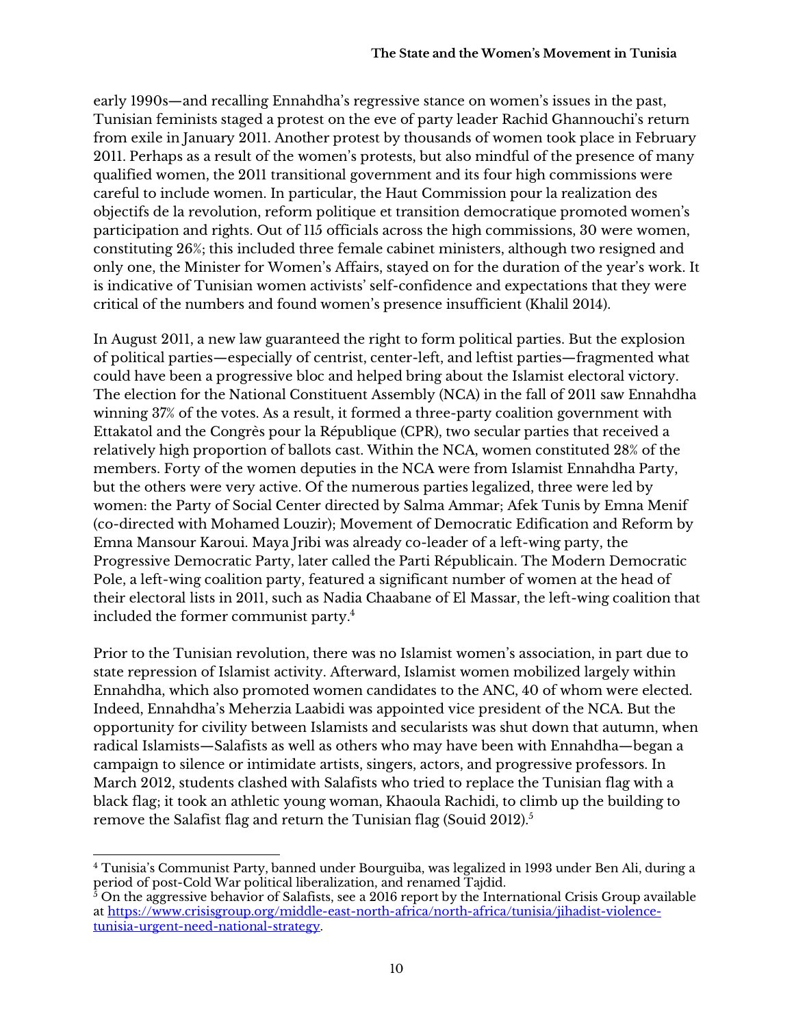early 1990s—and recalling Ennahdha's regressive stance on women's issues in the past, Tunisian feminists staged a protest on the eve of party leader Rachid Ghannouchi's return from exile in January 2011. Another protest by thousands of women took place in February 2011. Perhaps as a result of the women's protests, but also mindful of the presence of many qualified women, the 2011 transitional government and its four high commissions were careful to include women. In particular, the Haut Commission pour la realization des objectifs de la revolution, reform politique et transition democratique promoted women's participation and rights. Out of 115 officials across the high commissions, 30 were women, constituting 26%; this included three female cabinet ministers, although two resigned and only one, the Minister for Women's Affairs, stayed on for the duration of the year's work. It is indicative of Tunisian women activists' self-confidence and expectations that they were critical of the numbers and found women's presence insufficient (Khalil 2014).

In August 2011, a new law guaranteed the right to form political parties. But the explosion of political parties—especially of centrist, center-left, and leftist parties—fragmented what could have been a progressive bloc and helped bring about the Islamist electoral victory. The election for the National Constituent Assembly (NCA) in the fall of 2011 saw Ennahdha winning 37% of the votes. As a result, it formed a three-party coalition government with Ettakatol and the Congrès pour la République (CPR), two secular parties that received a relatively high proportion of ballots cast. Within the NCA, women constituted 28% of the members. Forty of the women deputies in the NCA were from Islamist Ennahdha Party, but the others were very active. Of the numerous parties legalized, three were led by women: the Party of Social Center directed by Salma Ammar; Afek Tunis by Emna Menif (co-directed with Mohamed Louzir); Movement of Democratic Edification and Reform by Emna Mansour Karoui. Maya Jribi was already co-leader of a left-wing party, the Progressive Democratic Party, later called the Parti Républicain. The Modern Democratic Pole, a left-wing coalition party, featured a significant number of women at the head of their electoral lists in 2011, such as Nadia Chaabane of El Massar, the left-wing coalition that included the former communist party.[4]

Prior to the Tunisian revolution, there was no Islamist women's association, in part due to state repression of Islamist activity. Afterward, Islamist women mobilized largely within Ennahdha, which also promoted women candidates to the ANC, 40 of whom were elected. Indeed, Ennahdha's Meherzia Laabidi was appointed vice president of the NCA. But the opportunity for civility between Islamists and secularists was shut down that autumn, when radical Islamists—Salafists as well as others who may have been with Ennahdha—began a campaign to silence or intimidate artists, singers, actors, and progressive professors. In March 2012, students clashed with Salafists who tried to replace the Tunisian flag with a black flag; it took an athletic young woman, Khaoula Rachidi, to climb up the building to remove the Salafist flag and return the Tunisian flag (Souid 2012).[5]

---

[4] Tunisia's Communist Party, banned under Bourguiba, was legalized in 1993 under Ben Ali, during a period of post-Cold War political liberalization, and renamed Tajdid.

[5] On the aggressive behavior of Salafists, see a 2016 report by the International Crisis Group available at https://www.crisisgroup.org/middle-east-north-africa/north-africa/tunisia/jihadist-violence-tunisia-urgent-need-national-strategy.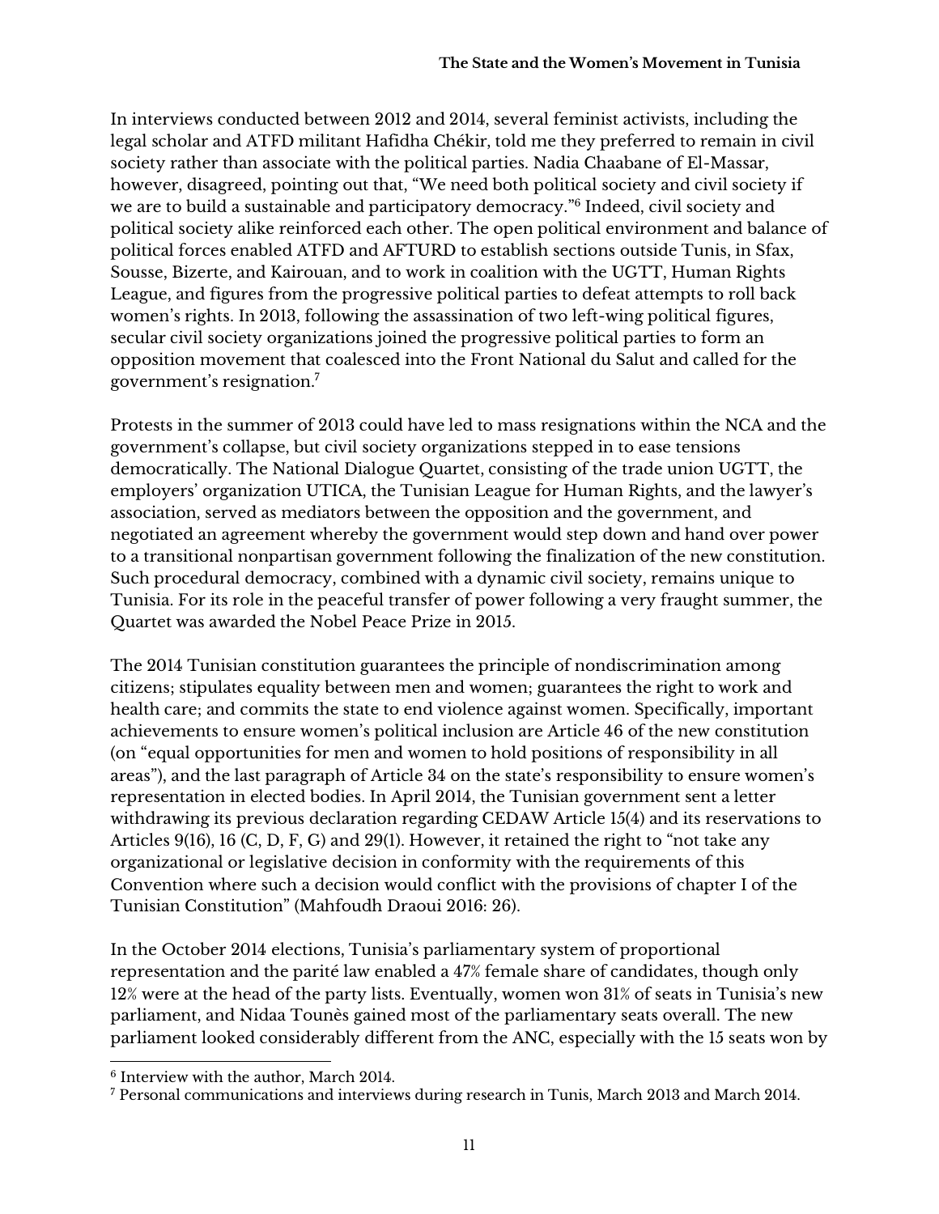In interviews conducted between 2012 and 2014, several feminist activists, including the legal scholar and ATFD militant Hafidha Chékir, told me they preferred to remain in civil society rather than associate with the political parties. Nadia Chaabane of El-Massar, however, disagreed, pointing out that, "We need both political society and civil society if we are to build a sustainable and participatory democracy."[6] Indeed, civil society and political society alike reinforced each other. The open political environment and balance of political forces enabled ATFD and AFTURD to establish sections outside Tunis, in Sfax, Sousse, Bizerte, and Kairouan, and to work in coalition with the UGTT, Human Rights League, and figures from the progressive political parties to defeat attempts to roll back women's rights. In 2013, following the assassination of two left-wing political figures, secular civil society organizations joined the progressive political parties to form an opposition movement that coalesced into the Front National du Salut and called for the government's resignation.[7]

Protests in the summer of 2013 could have led to mass resignations within the NCA and the government's collapse, but civil society organizations stepped in to ease tensions democratically. The National Dialogue Quartet, consisting of the trade union UGTT, the employers' organization UTICA, the Tunisian League for Human Rights, and the lawyer's association, served as mediators between the opposition and the government, and negotiated an agreement whereby the government would step down and hand over power to a transitional nonpartisan government following the finalization of the new constitution. Such procedural democracy, combined with a dynamic civil society, remains unique to Tunisia. For its role in the peaceful transfer of power following a very fraught summer, the Quartet was awarded the Nobel Peace Prize in 2015.

The 2014 Tunisian constitution guarantees the principle of nondiscrimination among citizens; stipulates equality between men and women; guarantees the right to work and health care; and commits the state to end violence against women. Specifically, important achievements to ensure women's political inclusion are Article 46 of the new constitution (on "equal opportunities for men and women to hold positions of responsibility in all areas"), and the last paragraph of Article 34 on the state's responsibility to ensure women's representation in elected bodies. In April 2014, the Tunisian government sent a letter withdrawing its previous declaration regarding CEDAW Article 15(4) and its reservations to Articles 9(16), 16 (C, D, F, G) and 29(1). However, it retained the right to "not take any organizational or legislative decision in conformity with the requirements of this Convention where such a decision would conflict with the provisions of chapter I of the Tunisian Constitution" (Mahfoudh Draoui 2016: 26).

In the October 2014 elections, Tunisia's parliamentary system of proportional representation and the parité law enabled a 47% female share of candidates, though only 12% were at the head of the party lists. Eventually, women won 31% of seats in Tunisia's new parliament, and Nidaa Tounès gained most of the parliamentary seats overall. The new parliament looked considerably different from the ANC, especially with the 15 seats won by

---

[6] Interview with the author, March 2014.

[7] Personal communications and interviews during research in Tunis, March 2013 and March 2014.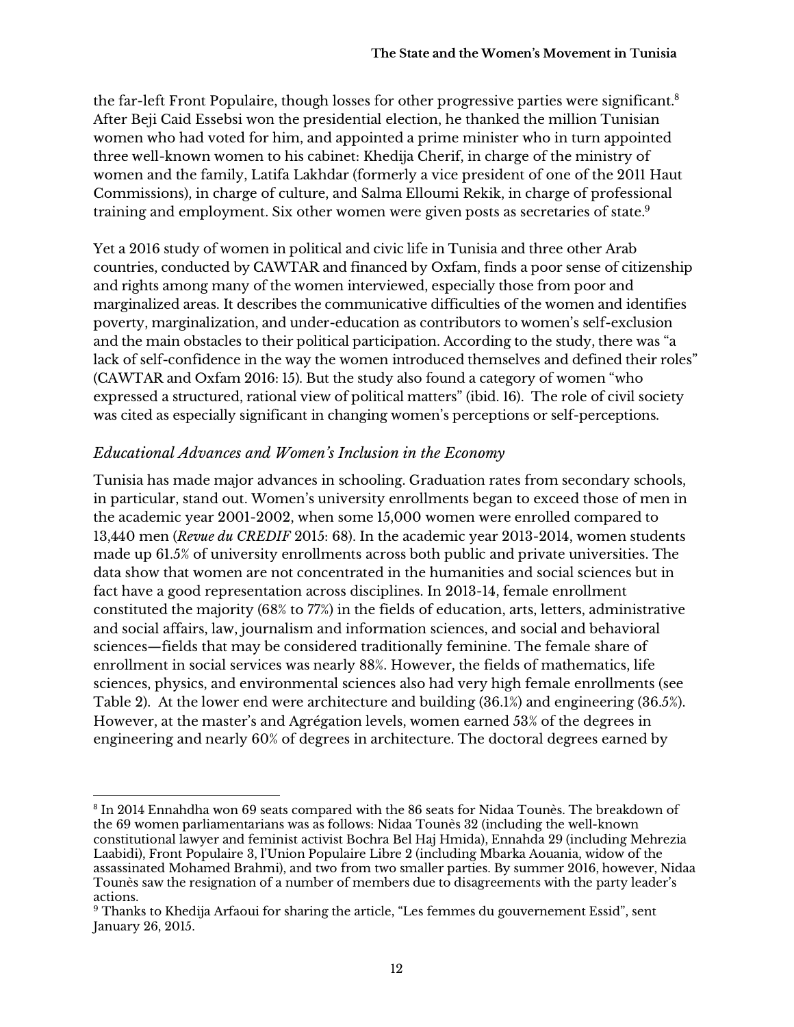the far-left Front Populaire, though losses for other progressive parties were significant.[8] After Beji Caid Essebsi won the presidential election, he thanked the million Tunisian women who had voted for him, and appointed a prime minister who in turn appointed three well-known women to his cabinet: Khedija Cherif, in charge of the ministry of women and the family, Latifa Lakhdar (formerly a vice president of one of the 2011 Haut Commissions), in charge of culture, and Salma Elloumi Rekik, in charge of professional training and employment. Six other women were given posts as secretaries of state.[9]

Yet a 2016 study of women in political and civic life in Tunisia and three other Arab countries, conducted by CAWTAR and financed by Oxfam, finds a poor sense of citizenship and rights among many of the women interviewed, especially those from poor and marginalized areas. It describes the communicative difficulties of the women and identifies poverty, marginalization, and under-education as contributors to women's self-exclusion and the main obstacles to their political participation. According to the study, there was "a lack of self-confidence in the way the women introduced themselves and defined their roles" (CAWTAR and Oxfam 2016: 15). But the study also found a category of women "who expressed a structured, rational view of political matters" (ibid. 16). The role of civil society was cited as especially significant in changing women's perceptions or self-perceptions.

### *Educational Advances and Women's Inclusion in the Economy*

Tunisia has made major advances in schooling. Graduation rates from secondary schools, in particular, stand out. Women's university enrollments began to exceed those of men in the academic year 2001-2002, when some 15,000 women were enrolled compared to 13,440 men (*Revue du CREDIF* 2015: 68). In the academic year 2013-2014, women students made up 61.5% of university enrollments across both public and private universities. The data show that women are not concentrated in the humanities and social sciences but in fact have a good representation across disciplines. In 2013-14, female enrollment constituted the majority (68% to 77%) in the fields of education, arts, letters, administrative and social affairs, law, journalism and information sciences, and social and behavioral sciences—fields that may be considered traditionally feminine. The female share of enrollment in social services was nearly 88%. However, the fields of mathematics, life sciences, physics, and environmental sciences also had very high female enrollments (see Table 2). At the lower end were architecture and building (36.1%) and engineering (36.5%). However, at the master's and Agrégation levels, women earned 53% of the degrees in engineering and nearly 60% of degrees in architecture. The doctoral degrees earned by

---

[8] In 2014 Ennahdha won 69 seats compared with the 86 seats for Nidaa Tounès. The breakdown of the 69 women parliamentarians was as follows: Nidaa Tounès 32 (including the well-known constitutional lawyer and feminist activist Bochra Bel Haj Hmida), Ennahda 29 (including Mehrezia Laabidi), Front Populaire 3, l'Union Populaire Libre 2 (including Mbarka Aouania, widow of the assassinated Mohamed Brahmi), and two from two smaller parties. By summer 2016, however, Nidaa Tounès saw the resignation of a number of members due to disagreements with the party leader's actions.

[9] Thanks to Khedija Arfaoui for sharing the article, "Les femmes du gouvernement Essid", sent January 26, 2015.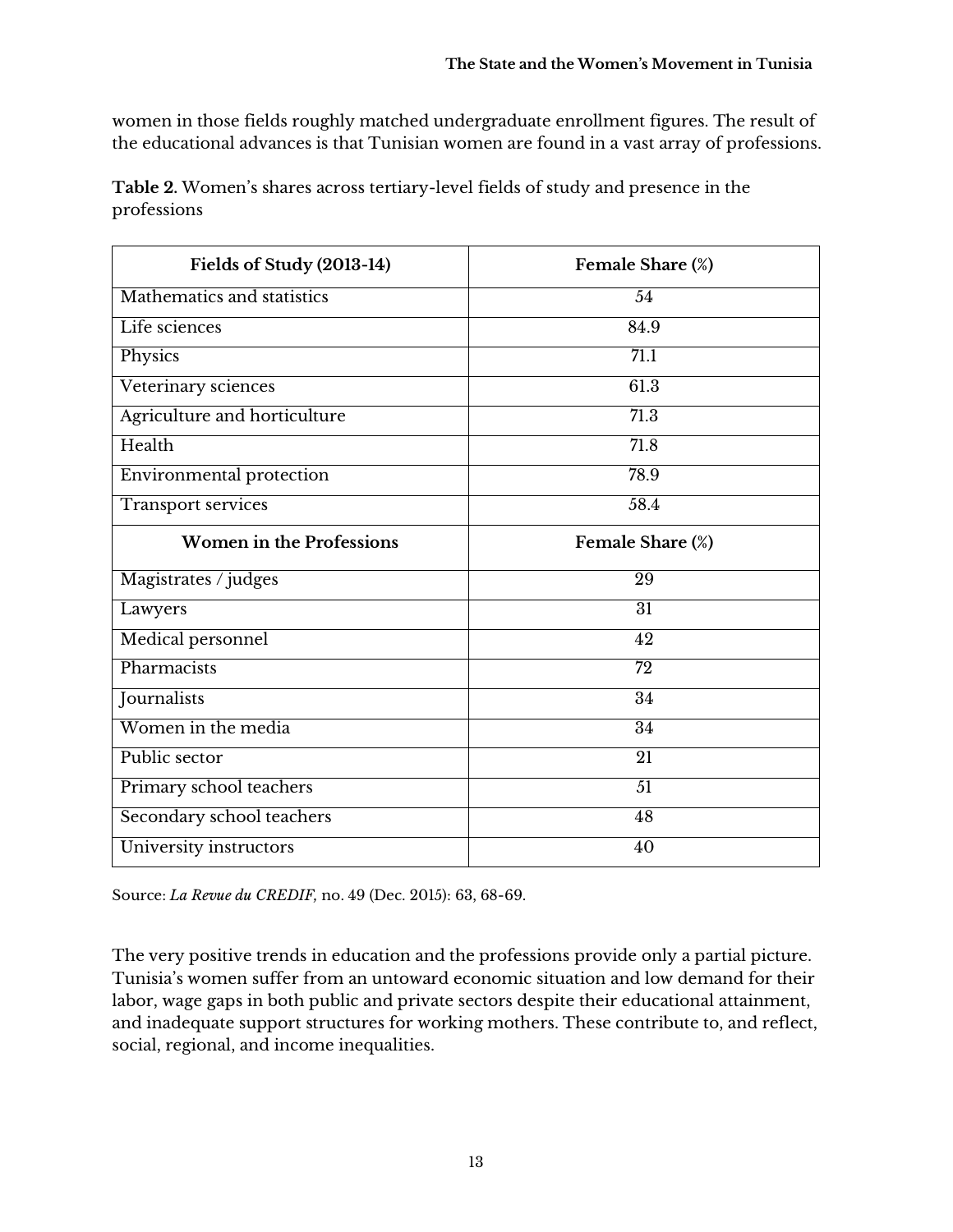women in those fields roughly matched undergraduate enrollment figures. The result of the educational advances is that Tunisian women are found in a vast array of professions.

**Table 2.** Women's shares across tertiary-level fields of study and presence in the professions

| Fields of Study (2013-14) | Female Share (%) |
|---|---|
| Mathematics and statistics | 54 |
| Life sciences | 84.9 |
| Physics | 71.1 |
| Veterinary sciences | 61.3 |
| Agriculture and horticulture | 71.3 |
| Health | 71.8 |
| Environmental protection | 78.9 |
| Transport services | 58.4 |
| **Women in the Professions** | **Female Share (%)** |
| Magistrates / judges | 29 |
| Lawyers | 31 |
| Medical personnel | 42 |
| Pharmacists | 72 |
| Journalists | 34 |
| Women in the media | 34 |
| Public sector | 21 |
| Primary school teachers | 51 |
| Secondary school teachers | 48 |
| University instructors | 40 |

Source: *La Revue du CREDIF,* no. 49 (Dec. 2015): 63, 68-69.

The very positive trends in education and the professions provide only a partial picture. Tunisia's women suffer from an untoward economic situation and low demand for their labor, wage gaps in both public and private sectors despite their educational attainment, and inadequate support structures for working mothers. These contribute to, and reflect, social, regional, and income inequalities.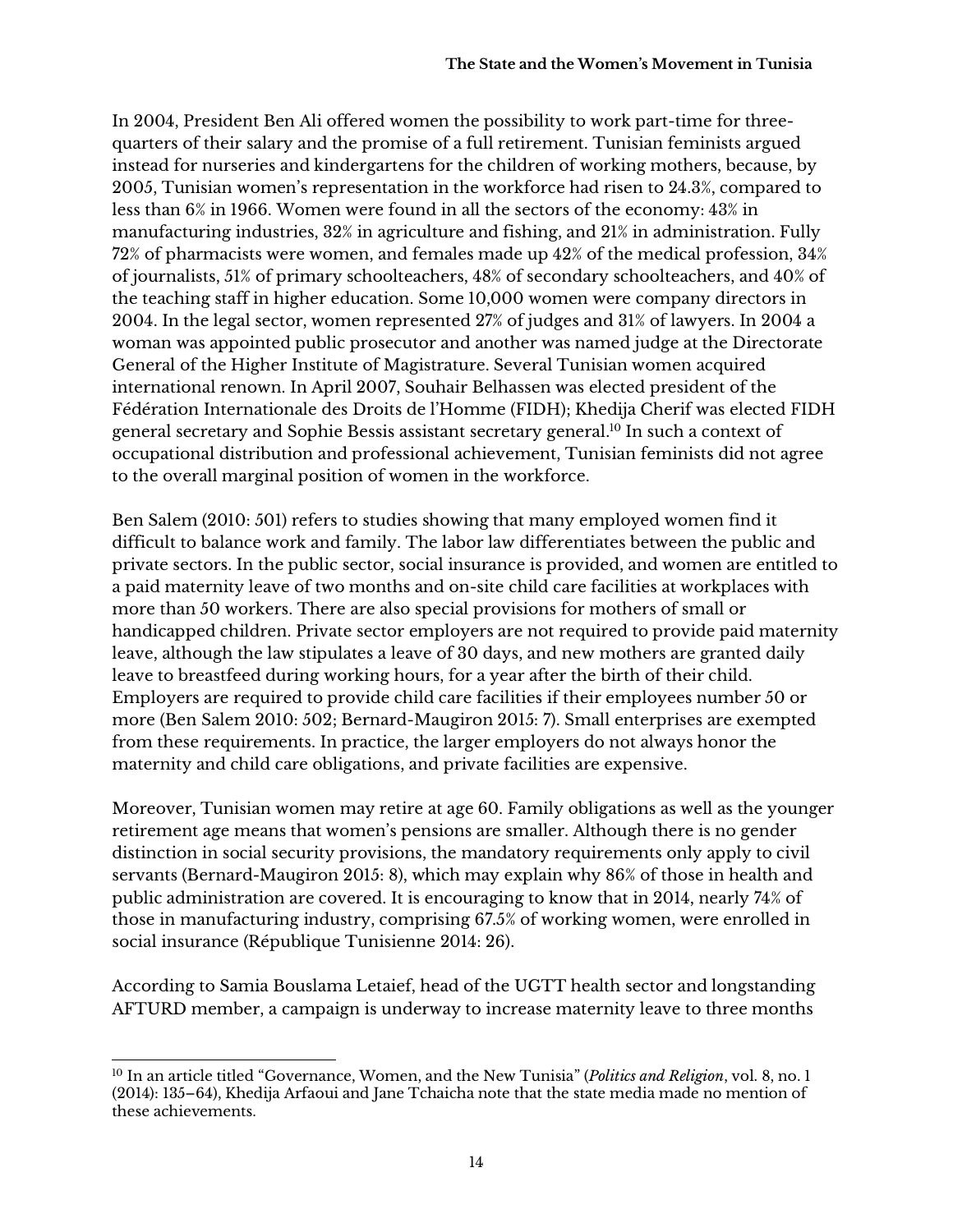In 2004, President Ben Ali offered women the possibility to work part-time for three-quarters of their salary and the promise of a full retirement. Tunisian feminists argued instead for nurseries and kindergartens for the children of working mothers, because, by 2005, Tunisian women's representation in the workforce had risen to 24.3%, compared to less than 6% in 1966. Women were found in all the sectors of the economy: 43% in manufacturing industries, 32% in agriculture and fishing, and 21% in administration. Fully 72% of pharmacists were women, and females made up 42% of the medical profession, 34% of journalists, 51% of primary schoolteachers, 48% of secondary schoolteachers, and 40% of the teaching staff in higher education. Some 10,000 women were company directors in 2004. In the legal sector, women represented 27% of judges and 31% of lawyers. In 2004 a woman was appointed public prosecutor and another was named judge at the Directorate General of the Higher Institute of Magistrature. Several Tunisian women acquired international renown. In April 2007, Souhair Belhassen was elected president of the Fédération Internationale des Droits de l'Homme (FIDH); Khedija Cherif was elected FIDH general secretary and Sophie Bessis assistant secretary general.[10] In such a context of occupational distribution and professional achievement, Tunisian feminists did not agree to the overall marginal position of women in the workforce.

Ben Salem (2010: 501) refers to studies showing that many employed women find it difficult to balance work and family. The labor law differentiates between the public and private sectors. In the public sector, social insurance is provided, and women are entitled to a paid maternity leave of two months and on-site child care facilities at workplaces with more than 50 workers. There are also special provisions for mothers of small or handicapped children. Private sector employers are not required to provide paid maternity leave, although the law stipulates a leave of 30 days, and new mothers are granted daily leave to breastfeed during working hours, for a year after the birth of their child. Employers are required to provide child care facilities if their employees number 50 or more (Ben Salem 2010: 502; Bernard-Maugiron 2015: 7). Small enterprises are exempted from these requirements. In practice, the larger employers do not always honor the maternity and child care obligations, and private facilities are expensive.

Moreover, Tunisian women may retire at age 60. Family obligations as well as the younger retirement age means that women's pensions are smaller. Although there is no gender distinction in social security provisions, the mandatory requirements only apply to civil servants (Bernard-Maugiron 2015: 8), which may explain why 86% of those in health and public administration are covered. It is encouraging to know that in 2014, nearly 74% of those in manufacturing industry, comprising 67.5% of working women, were enrolled in social insurance (République Tunisienne 2014: 26).

According to Samia Bouslama Letaief, head of the UGTT health sector and longstanding AFTURD member, a campaign is underway to increase maternity leave to three months

[10] In an article titled "Governance, Women, and the New Tunisia" (*Politics and Religion*, vol. 8, no. 1 (2014): 135–64), Khedija Arfaoui and Jane Tchaicha note that the state media made no mention of these achievements.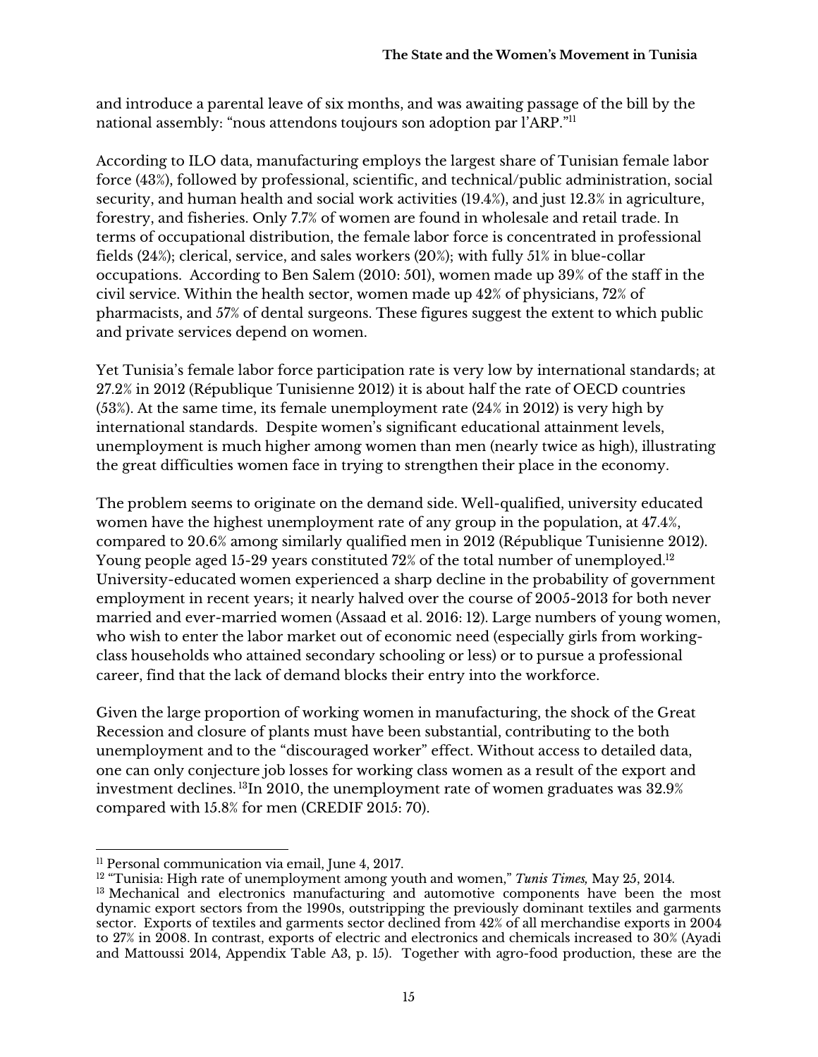and introduce a parental leave of six months, and was awaiting passage of the bill by the national assembly: "nous attendons toujours son adoption par l'ARP."[11]

According to ILO data, manufacturing employs the largest share of Tunisian female labor force (43%), followed by professional, scientific, and technical/public administration, social security, and human health and social work activities (19.4%), and just 12.3% in agriculture, forestry, and fisheries. Only 7.7% of women are found in wholesale and retail trade. In terms of occupational distribution, the female labor force is concentrated in professional fields (24%); clerical, service, and sales workers (20%); with fully 51% in blue-collar occupations. According to Ben Salem (2010: 501), women made up 39% of the staff in the civil service. Within the health sector, women made up 42% of physicians, 72% of pharmacists, and 57% of dental surgeons. These figures suggest the extent to which public and private services depend on women.

Yet Tunisia's female labor force participation rate is very low by international standards; at 27.2% in 2012 (République Tunisienne 2012) it is about half the rate of OECD countries (53%). At the same time, its female unemployment rate (24% in 2012) is very high by international standards. Despite women's significant educational attainment levels, unemployment is much higher among women than men (nearly twice as high), illustrating the great difficulties women face in trying to strengthen their place in the economy.

The problem seems to originate on the demand side. Well-qualified, university educated women have the highest unemployment rate of any group in the population, at 47.4%, compared to 20.6% among similarly qualified men in 2012 (République Tunisienne 2012). Young people aged 15-29 years constituted 72% of the total number of unemployed.[12] University-educated women experienced a sharp decline in the probability of government employment in recent years; it nearly halved over the course of 2005-2013 for both never married and ever-married women (Assaad et al. 2016: 12). Large numbers of young women, who wish to enter the labor market out of economic need (especially girls from working-class households who attained secondary schooling or less) or to pursue a professional career, find that the lack of demand blocks their entry into the workforce.

Given the large proportion of working women in manufacturing, the shock of the Great Recession and closure of plants must have been substantial, contributing to the both unemployment and to the "discouraged worker" effect. Without access to detailed data, one can only conjecture job losses for working class women as a result of the export and investment declines.[13]In 2010, the unemployment rate of women graduates was 32.9% compared with 15.8% for men (CREDIF 2015: 70).

---

[11] Personal communication via email, June 4, 2017.

[12] "Tunisia: High rate of unemployment among youth and women," *Tunis Times,* May 25, 2014.

[13] Mechanical and electronics manufacturing and automotive components have been the most dynamic export sectors from the 1990s, outstripping the previously dominant textiles and garments sector. Exports of textiles and garments sector declined from 42% of all merchandise exports in 2004 to 27% in 2008. In contrast, exports of electric and electronics and chemicals increased to 30% (Ayadi and Mattoussi 2014, Appendix Table A3, p. 15). Together with agro-food production, these are the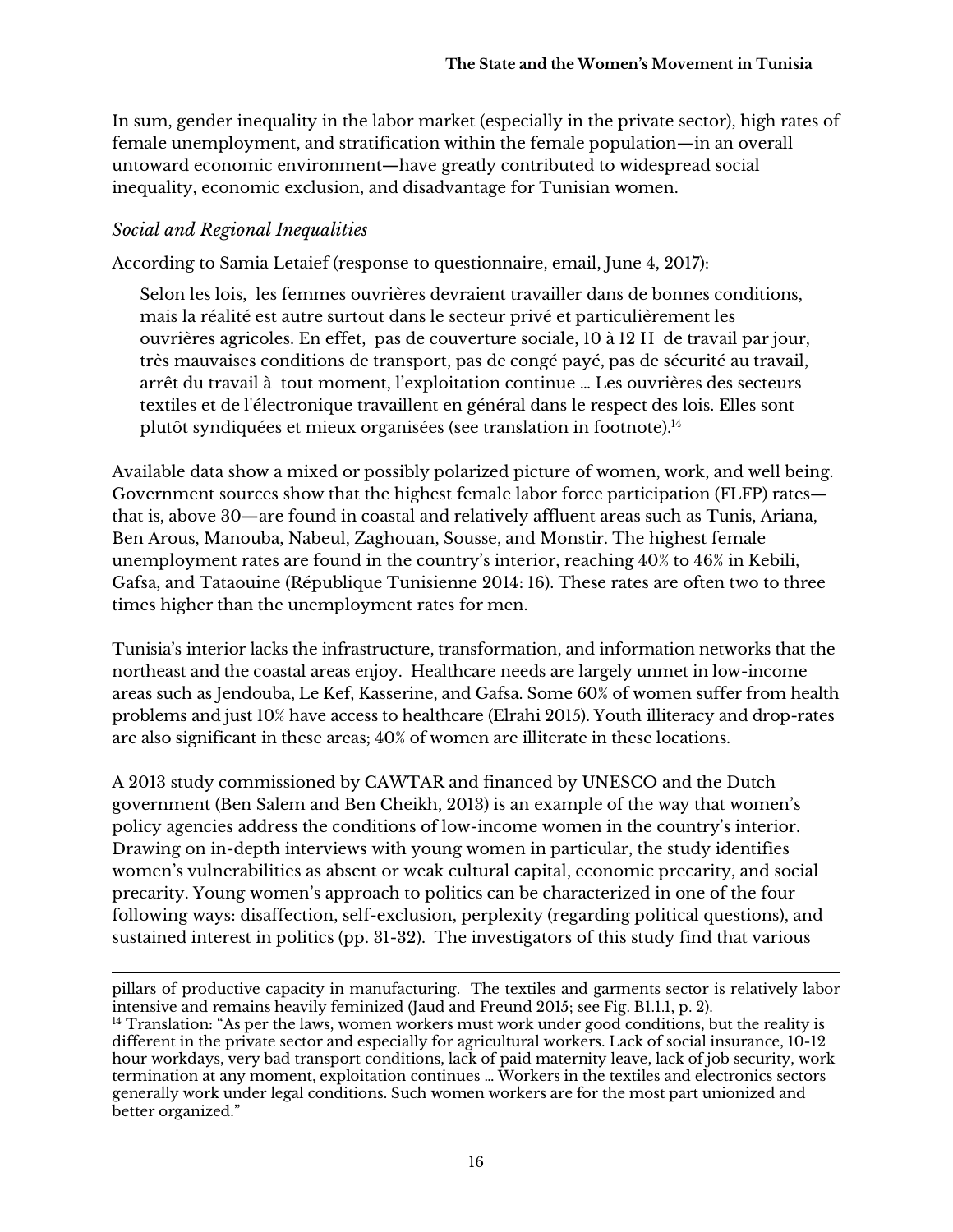In sum, gender inequality in the labor market (especially in the private sector), high rates of female unemployment, and stratification within the female population—in an overall untoward economic environment—have greatly contributed to widespread social inequality, economic exclusion, and disadvantage for Tunisian women.

### *Social and Regional Inequalities*

According to Samia Letaief (response to questionnaire, email, June 4, 2017):

> Selon les lois, les femmes ouvrières devraient travailler dans de bonnes conditions, mais la réalité est autre surtout dans le secteur privé et particulièrement les ouvrières agricoles. En effet, pas de couverture sociale, 10 à 12 H de travail par jour, très mauvaises conditions de transport, pas de congé payé, pas de sécurité au travail, arrêt du travail à tout moment, l'exploitation continue … Les ouvrières des secteurs textiles et de l'électronique travaillent en général dans le respect des lois. Elles sont plutôt syndiquées et mieux organisées (see translation in footnote).[14]

Available data show a mixed or possibly polarized picture of women, work, and well being. Government sources show that the highest female labor force participation (FLFP) rates—that is, above 30—are found in coastal and relatively affluent areas such as Tunis, Ariana, Ben Arous, Manouba, Nabeul, Zaghouan, Sousse, and Monstir. The highest female unemployment rates are found in the country's interior, reaching 40% to 46% in Kebili, Gafsa, and Tataouine (République Tunisienne 2014: 16). These rates are often two to three times higher than the unemployment rates for men.

Tunisia's interior lacks the infrastructure, transformation, and information networks that the northeast and the coastal areas enjoy. Healthcare needs are largely unmet in low-income areas such as Jendouba, Le Kef, Kasserine, and Gafsa. Some 60% of women suffer from health problems and just 10% have access to healthcare (Elrahi 2015). Youth illiteracy and drop-rates are also significant in these areas; 40% of women are illiterate in these locations.

A 2013 study commissioned by CAWTAR and financed by UNESCO and the Dutch government (Ben Salem and Ben Cheikh, 2013) is an example of the way that women's policy agencies address the conditions of low-income women in the country's interior. Drawing on in-depth interviews with young women in particular, the study identifies women's vulnerabilities as absent or weak cultural capital, economic precarity, and social precarity. Young women's approach to politics can be characterized in one of the four following ways: disaffection, self-exclusion, perplexity (regarding political questions), and sustained interest in politics (pp. 31-32). The investigators of this study find that various

---

pillars of productive capacity in manufacturing. The textiles and garments sector is relatively labor intensive and remains heavily feminized (Jaud and Freund 2015; see Fig. B1.1.1, p. 2).

[14] Translation: "As per the laws, women workers must work under good conditions, but the reality is different in the private sector and especially for agricultural workers. Lack of social insurance, 10-12 hour workdays, very bad transport conditions, lack of paid maternity leave, lack of job security, work termination at any moment, exploitation continues … Workers in the textiles and electronics sectors generally work under legal conditions. Such women workers are for the most part unionized and better organized."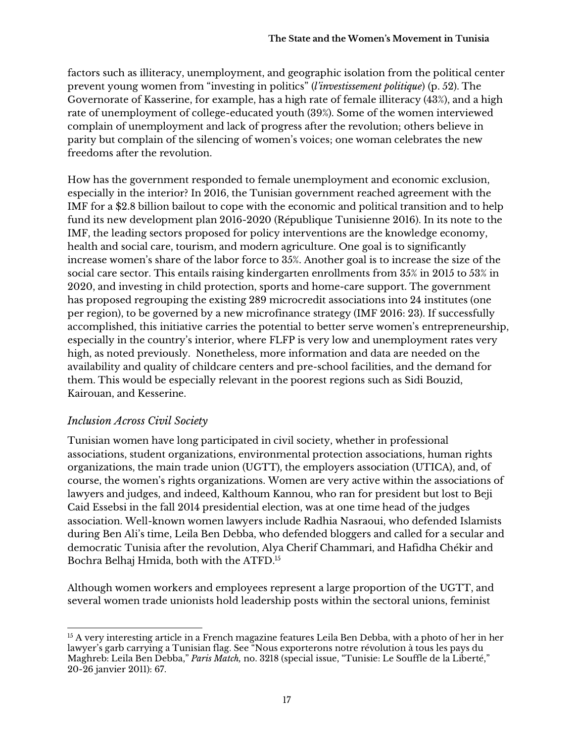factors such as illiteracy, unemployment, and geographic isolation from the political center prevent young women from "investing in politics" (*l'investissement politique*) (p. 52). The Governorate of Kasserine, for example, has a high rate of female illiteracy (43%), and a high rate of unemployment of college-educated youth (39%). Some of the women interviewed complain of unemployment and lack of progress after the revolution; others believe in parity but complain of the silencing of women's voices; one woman celebrates the new freedoms after the revolution.

How has the government responded to female unemployment and economic exclusion, especially in the interior? In 2016, the Tunisian government reached agreement with the IMF for a $2.8 billion bailout to cope with the economic and political transition and to help fund its new development plan 2016-2020 (République Tunisienne 2016). In its note to the IMF, the leading sectors proposed for policy interventions are the knowledge economy, health and social care, tourism, and modern agriculture. One goal is to significantly increase women's share of the labor force to 35%. Another goal is to increase the size of the social care sector. This entails raising kindergarten enrollments from 35% in 2015 to 53% in 2020, and investing in child protection, sports and home-care support. The government has proposed regrouping the existing 289 microcredit associations into 24 institutes (one per region), to be governed by a new microfinance strategy (IMF 2016: 23). If successfully accomplished, this initiative carries the potential to better serve women's entrepreneurship, especially in the country's interior, where FLFP is very low and unemployment rates very high, as noted previously. Nonetheless, more information and data are needed on the availability and quality of childcare centers and pre-school facilities, and the demand for them. This would be especially relevant in the poorest regions such as Sidi Bouzid, Kairouan, and Kesserine.

### *Inclusion Across Civil Society*

Tunisian women have long participated in civil society, whether in professional associations, student organizations, environmental protection associations, human rights organizations, the main trade union (UGTT), the employers association (UTICA), and, of course, the women's rights organizations. Women are very active within the associations of lawyers and judges, and indeed, Kalthoum Kannou, who ran for president but lost to Beji Caid Essebsi in the fall 2014 presidential election, was at one time head of the judges association. Well-known women lawyers include Radhia Nasraoui, who defended Islamists during Ben Ali's time, Leila Ben Debba, who defended bloggers and called for a secular and democratic Tunisia after the revolution, Alya Cherif Chammari, and Hafidha Chékir and Bochra Belhaj Hmida, both with the ATFD.[15]

Although women workers and employees represent a large proportion of the UGTT, and several women trade unionists hold leadership posts within the sectoral unions, feminist

---

[15] A very interesting article in a French magazine features Leila Ben Debba, with a photo of her in her lawyer's garb carrying a Tunisian flag. See "Nous exporterons notre révolution à tous les pays du Maghreb: Leila Ben Debba," *Paris Match,* no. 3218 (special issue, "Tunisie: Le Souffle de la Liberté," 20-26 janvier 2011): 67.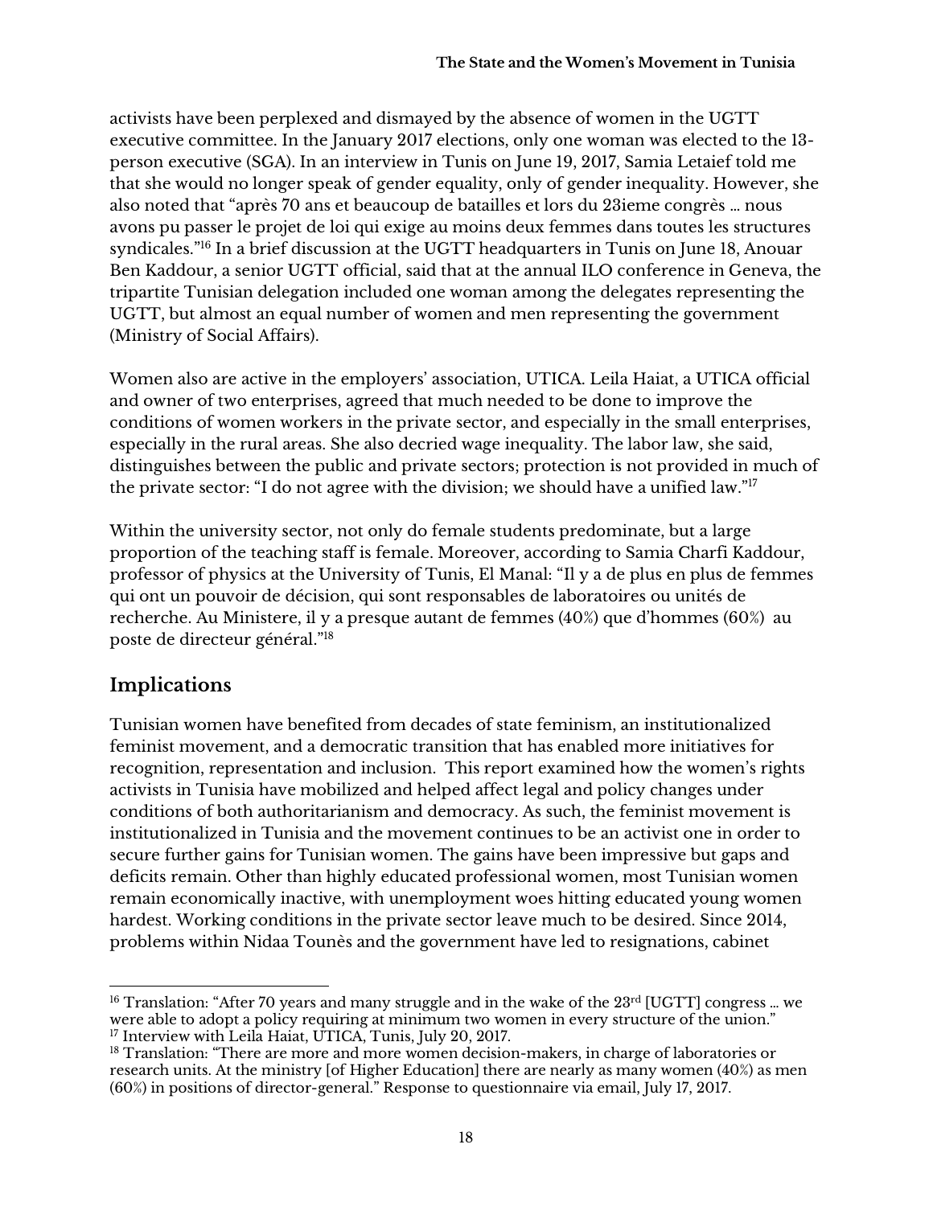activists have been perplexed and dismayed by the absence of women in the UGTT executive committee. In the January 2017 elections, only one woman was elected to the 13-person executive (SGA). In an interview in Tunis on June 19, 2017, Samia Letaief told me that she would no longer speak of gender equality, only of gender inequality. However, she also noted that "après 70 ans et beaucoup de batailles et lors du 23ieme congrès … nous avons pu passer le projet de loi qui exige au moins deux femmes dans toutes les structures syndicales."[16] In a brief discussion at the UGTT headquarters in Tunis on June 18, Anouar Ben Kaddour, a senior UGTT official, said that at the annual ILO conference in Geneva, the tripartite Tunisian delegation included one woman among the delegates representing the UGTT, but almost an equal number of women and men representing the government (Ministry of Social Affairs).

Women also are active in the employers' association, UTICA. Leila Haiat, a UTICA official and owner of two enterprises, agreed that much needed to be done to improve the conditions of women workers in the private sector, and especially in the small enterprises, especially in the rural areas. She also decried wage inequality. The labor law, she said, distinguishes between the public and private sectors; protection is not provided in much of the private sector: "I do not agree with the division; we should have a unified law."[17]

Within the university sector, not only do female students predominate, but a large proportion of the teaching staff is female. Moreover, according to Samia Charfi Kaddour, professor of physics at the University of Tunis, El Manal: "Il y a de plus en plus de femmes qui ont un pouvoir de décision, qui sont responsables de laboratoires ou unités de recherche. Au Ministere, il y a presque autant de femmes (40%) que d'hommes (60%) au poste de directeur général."[18]

## Implications

Tunisian women have benefited from decades of state feminism, an institutionalized feminist movement, and a democratic transition that has enabled more initiatives for recognition, representation and inclusion. This report examined how the women's rights activists in Tunisia have mobilized and helped affect legal and policy changes under conditions of both authoritarianism and democracy. As such, the feminist movement is institutionalized in Tunisia and the movement continues to be an activist one in order to secure further gains for Tunisian women. The gains have been impressive but gaps and deficits remain. Other than highly educated professional women, most Tunisian women remain economically inactive, with unemployment woes hitting educated young women hardest. Working conditions in the private sector leave much to be desired. Since 2014, problems within Nidaa Tounès and the government have led to resignations, cabinet

---

[16] Translation: "After 70 years and many struggle and in the wake of the 23rd [UGTT] congress … we were able to adopt a policy requiring at minimum two women in every structure of the union."

[17] Interview with Leila Haiat, UTICA, Tunis, July 20, 2017.

[18] Translation: "There are more and more women decision-makers, in charge of laboratories or research units. At the ministry [of Higher Education] there are nearly as many women (40%) as men (60%) in positions of director-general." Response to questionnaire via email, July 17, 2017.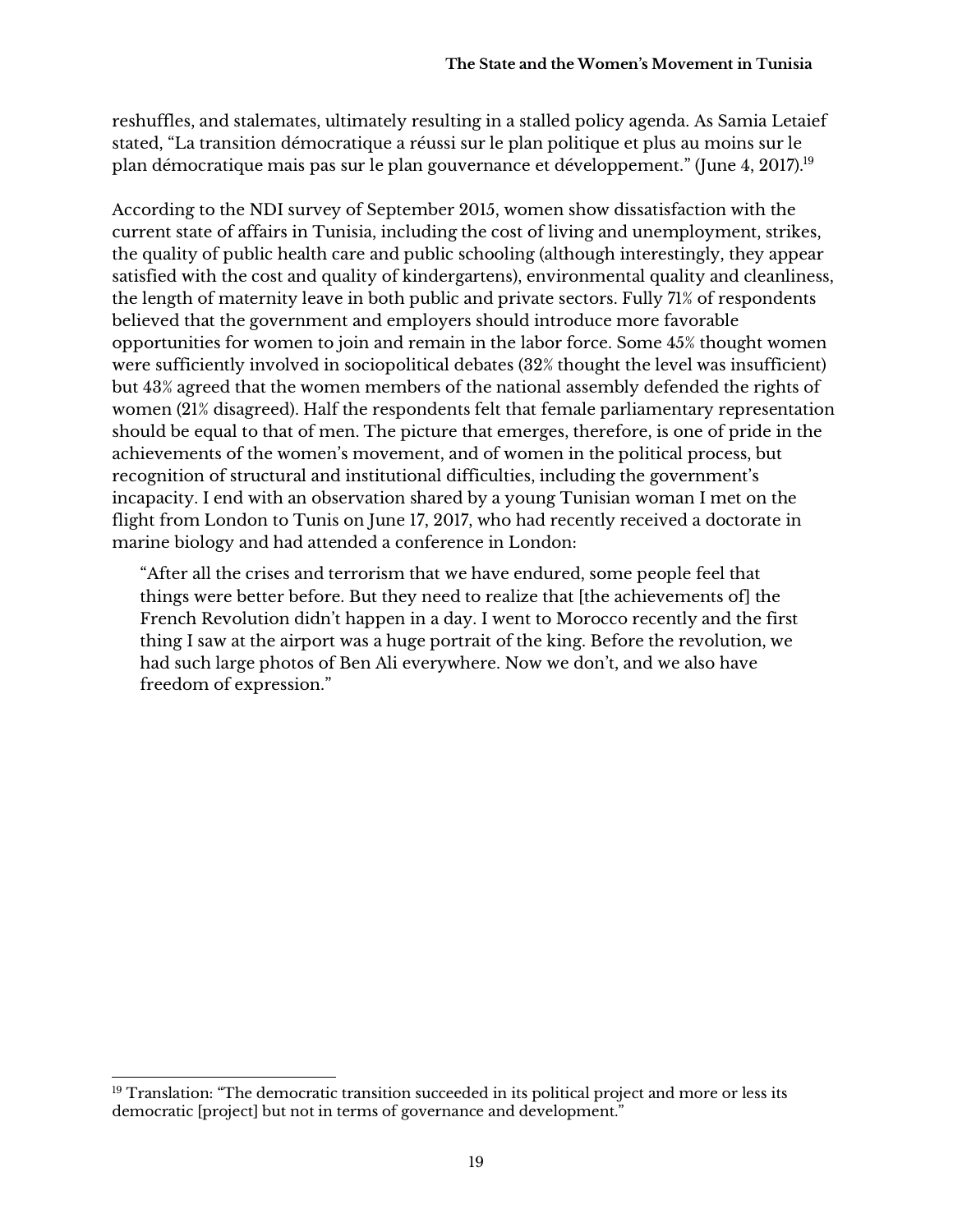reshuffles, and stalemates, ultimately resulting in a stalled policy agenda. As Samia Letaief stated, "La transition démocratique a réussi sur le plan politique et plus au moins sur le plan démocratique mais pas sur le plan gouvernance et développement." (June 4, 2017).[19]

According to the NDI survey of September 2015, women show dissatisfaction with the current state of affairs in Tunisia, including the cost of living and unemployment, strikes, the quality of public health care and public schooling (although interestingly, they appear satisfied with the cost and quality of kindergartens), environmental quality and cleanliness, the length of maternity leave in both public and private sectors. Fully 71% of respondents believed that the government and employers should introduce more favorable opportunities for women to join and remain in the labor force. Some 45% thought women were sufficiently involved in sociopolitical debates (32% thought the level was insufficient) but 43% agreed that the women members of the national assembly defended the rights of women (21% disagreed). Half the respondents felt that female parliamentary representation should be equal to that of men. The picture that emerges, therefore, is one of pride in the achievements of the women's movement, and of women in the political process, but recognition of structural and institutional difficulties, including the government's incapacity. I end with an observation shared by a young Tunisian woman I met on the flight from London to Tunis on June 17, 2017, who had recently received a doctorate in marine biology and had attended a conference in London:

> "After all the crises and terrorism that we have endured, some people feel that things were better before. But they need to realize that [the achievements of] the French Revolution didn't happen in a day. I went to Morocco recently and the first thing I saw at the airport was a huge portrait of the king. Before the revolution, we had such large photos of Ben Ali everywhere. Now we don't, and we also have freedom of expression."

---

[19] Translation: "The democratic transition succeeded in its political project and more or less its democratic [project] but not in terms of governance and development."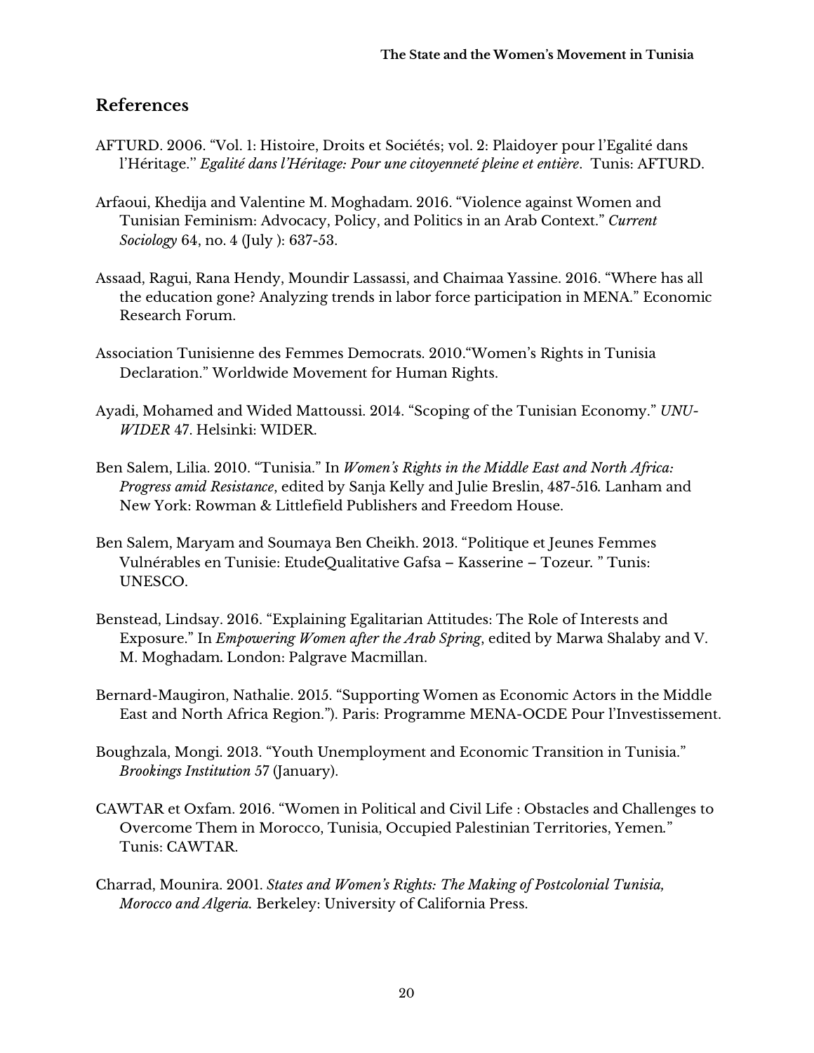## References

AFTURD. 2006. "Vol. 1: Histoire, Droits et Sociétés; vol. 2: Plaidoyer pour l'Egalité dans l'Héritage." *Egalité dans l'Héritage: Pour une citoyenneté pleine et entière*. Tunis: AFTURD.

Arfaoui, Khedija and Valentine M. Moghadam. 2016. "Violence against Women and Tunisian Feminism: Advocacy, Policy, and Politics in an Arab Context." *Current Sociology* 64, no. 4 (July ): 637-53.

Assaad, Ragui, Rana Hendy, Moundir Lassassi, and Chaimaa Yassine. 2016. "Where has all the education gone? Analyzing trends in labor force participation in MENA." Economic Research Forum.

Association Tunisienne des Femmes Democrats. 2010."Women's Rights in Tunisia Declaration." Worldwide Movement for Human Rights.

Ayadi, Mohamed and Wided Mattoussi. 2014. "Scoping of the Tunisian Economy." *UNU-WIDER* 47. Helsinki: WIDER.

Ben Salem, Lilia. 2010. "Tunisia." In *Women's Rights in the Middle East and North Africa: Progress amid Resistance*, edited by Sanja Kelly and Julie Breslin, 487-516. Lanham and New York: Rowman & Littlefield Publishers and Freedom House.

Ben Salem, Maryam and Soumaya Ben Cheikh. 2013. "Politique et Jeunes Femmes Vulnérables en Tunisie: EtudeQualitative Gafsa – Kasserine – Tozeur. " Tunis: UNESCO.

Benstead, Lindsay. 2016. "Explaining Egalitarian Attitudes: The Role of Interests and Exposure." In *Empowering Women after the Arab Spring*, edited by Marwa Shalaby and V. M. Moghadam. London: Palgrave Macmillan.

Bernard-Maugiron, Nathalie. 2015. "Supporting Women as Economic Actors in the Middle East and North Africa Region."). Paris: Programme MENA-OCDE Pour l'Investissement.

Boughzala, Mongi. 2013. "Youth Unemployment and Economic Transition in Tunisia." *Brookings Institution* 57 (January).

CAWTAR et Oxfam. 2016. "Women in Political and Civil Life : Obstacles and Challenges to Overcome Them in Morocco, Tunisia, Occupied Palestinian Territories, Yemen." Tunis: CAWTAR.

Charrad, Mounira. 2001. *States and Women's Rights: The Making of Postcolonial Tunisia, Morocco and Algeria.* Berkeley: University of California Press.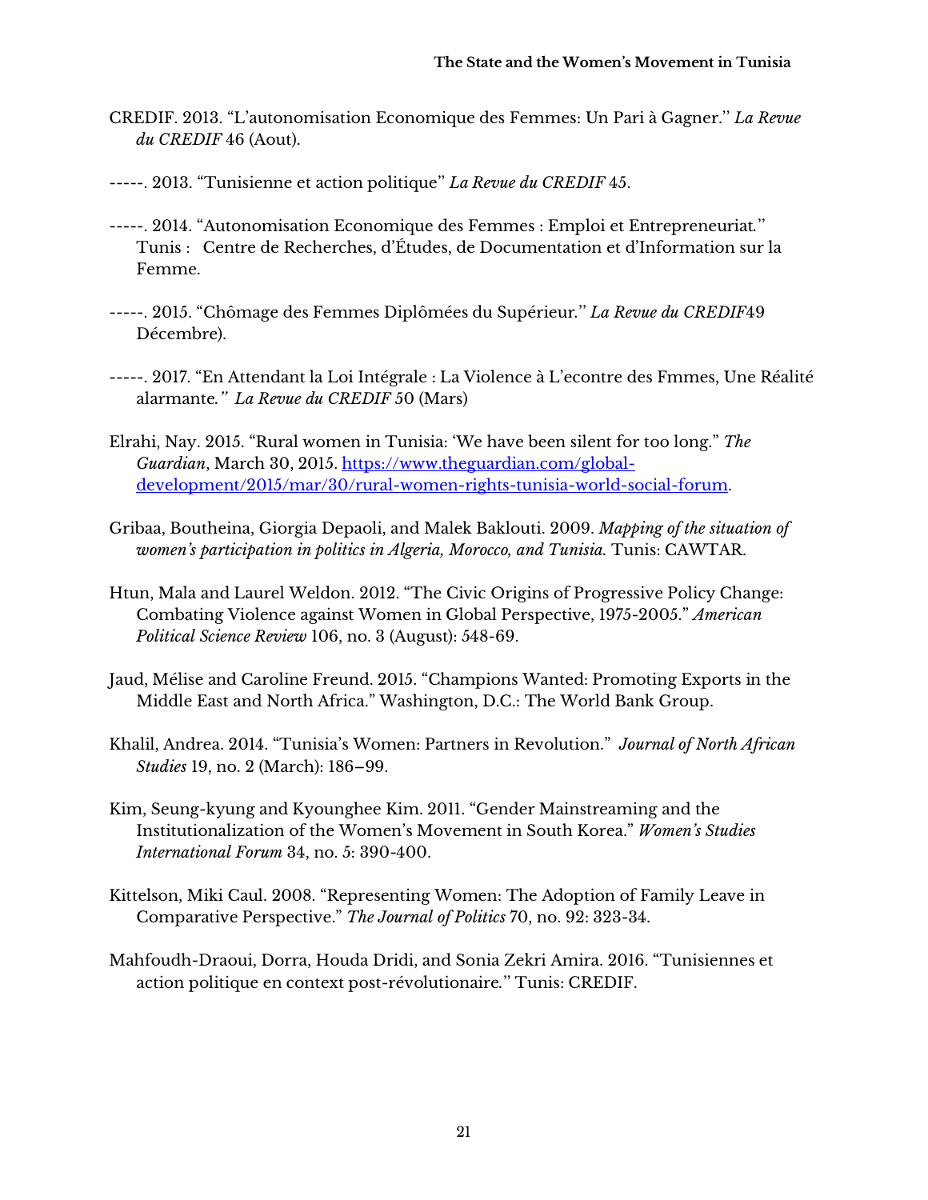CREDIF. 2013. "L'autonomisation Economique des Femmes: Un Pari à Gagner.'' *La Revue du CREDIF* 46 (Aout).

-----. 2013. "Tunisienne et action politique'' *La Revue du CREDIF* 45.

-----. 2014. "Autonomisation Economique des Femmes : Emploi et Entrepreneuriat.'' Tunis : Centre de Recherches, d'Études, de Documentation et d'Information sur la Femme.

-----. 2015. "Chômage des Femmes Diplômées du Supérieur.'' *La Revue du CREDIF*49 Décembre).

-----. 2017. "En Attendant la Loi Intégrale : La Violence à L'econtre des Fmmes, Une Réalité alarmante*.'' La Revue du CREDIF* 50 (Mars)

Elrahi, Nay. 2015. "Rural women in Tunisia: 'We have been silent for too long." *The Guardian*, March 30, 2015. https://www.theguardian.com/global-development/2015/mar/30/rural-women-rights-tunisia-world-social-forum.

Gribaa, Boutheina, Giorgia Depaoli, and Malek Baklouti. 2009. *Mapping of the situation of women's participation in politics in Algeria, Morocco, and Tunisia.* Tunis: CAWTAR.

Htun, Mala and Laurel Weldon. 2012. "The Civic Origins of Progressive Policy Change: Combating Violence against Women in Global Perspective, 1975-2005." *American Political Science Review* 106, no. 3 (August): 548-69.

Jaud, Mélise and Caroline Freund. 2015. "Champions Wanted: Promoting Exports in the Middle East and North Africa." Washington, D.C.: The World Bank Group.

Khalil, Andrea. 2014. "Tunisia's Women: Partners in Revolution." *Journal of North African Studies* 19, no. 2 (March): 186–99.

Kim, Seung-kyung and Kyounghee Kim. 2011. "Gender Mainstreaming and the Institutionalization of the Women's Movement in South Korea." *Women's Studies International Forum* 34, no. 5: 390-400.

Kittelson, Miki Caul. 2008. "Representing Women: The Adoption of Family Leave in Comparative Perspective." *The Journal of Politics* 70, no. 92: 323-34.

Mahfoudh-Draoui, Dorra, Houda Dridi, and Sonia Zekri Amira. 2016. "Tunisiennes et action politique en context post-révolutionaire.'' Tunis: CREDIF.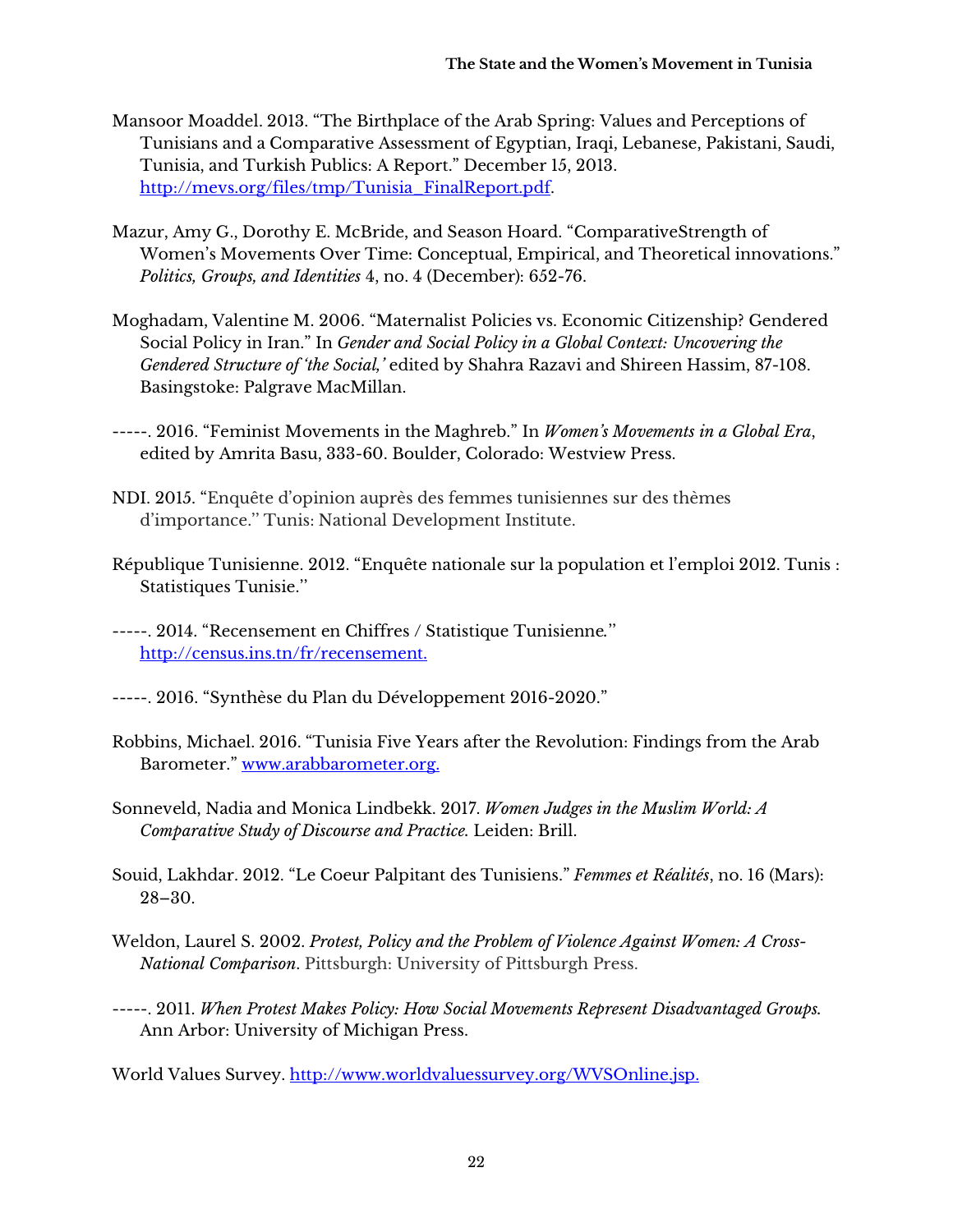Mansoor Moaddel. 2013. "The Birthplace of the Arab Spring: Values and Perceptions of Tunisians and a Comparative Assessment of Egyptian, Iraqi, Lebanese, Pakistani, Saudi, Tunisia, and Turkish Publics: A Report." December 15, 2013. http://mevs.org/files/tmp/Tunisia_FinalReport.pdf.

Mazur, Amy G., Dorothy E. McBride, and Season Hoard. "ComparativeStrength of Women's Movements Over Time: Conceptual, Empirical, and Theoretical innovations." *Politics, Groups, and Identities* 4, no. 4 (December): 652-76.

Moghadam, Valentine M. 2006. "Maternalist Policies vs. Economic Citizenship? Gendered Social Policy in Iran." In *Gender and Social Policy in a Global Context: Uncovering the Gendered Structure of 'the Social,'* edited by Shahra Razavi and Shireen Hassim, 87-108. Basingstoke: Palgrave MacMillan.

-----. 2016. "Feminist Movements in the Maghreb." In *Women's Movements in a Global Era*, edited by Amrita Basu, 333-60. Boulder, Colorado: Westview Press.

NDI. 2015. "Enquête d'opinion auprès des femmes tunisiennes sur des thèmes d'importance." Tunis: National Development Institute.

République Tunisienne. 2012. "Enquête nationale sur la population et l'emploi 2012. Tunis : Statistiques Tunisie."

-----. 2014. "Recensement en Chiffres / Statistique Tunisienne." http://census.ins.tn/fr/recensement.

-----. 2016. "Synthèse du Plan du Développement 2016-2020."

Robbins, Michael. 2016. "Tunisia Five Years after the Revolution: Findings from the Arab Barometer." www.arabbarometer.org.

Sonneveld, Nadia and Monica Lindbekk. 2017. *Women Judges in the Muslim World: A Comparative Study of Discourse and Practice.* Leiden: Brill.

Souid, Lakhdar. 2012. "Le Coeur Palpitant des Tunisiens." *Femmes et Réalités*, no. 16 (Mars): 28–30.

Weldon, Laurel S. 2002. *Protest, Policy and the Problem of Violence Against Women: A Cross-National Comparison*. Pittsburgh: University of Pittsburgh Press.

-----. 2011. *When Protest Makes Policy: How Social Movements Represent Disadvantaged Groups.* Ann Arbor: University of Michigan Press.

World Values Survey. http://www.worldvaluessurvey.org/WVSOnline.jsp.